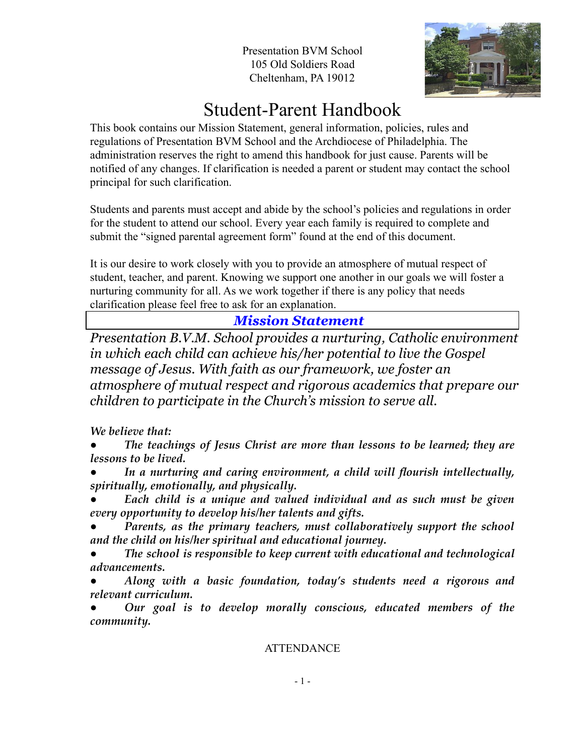Presentation BVM School
105 Old Soldiers Road
Cheltenham, PA 19012

# Student-Parent Handbook

This book contains our Mission Statement, general information, policies, rules and regulations of Presentation BVM School and the Archdiocese of Philadelphia. The administration reserves the right to amend this handbook for just cause. Parents will be notified of any changes. If clarification is needed a parent or student may contact the school principal for such clarification.

Students and parents must accept and abide by the school's policies and regulations in order for the student to attend our school. Every year each family is required to complete and submit the "signed parental agreement form" found at the end of this document.

It is our desire to work closely with you to provide an atmosphere of mutual respect of student, teacher, and parent. Knowing we support one another in our goals we will foster a nurturing community for all. As we work together if there is any policy that needs clarification please feel free to ask for an explanation.

## *Mission Statement*

*Presentation B.V.M. School provides a nurturing, Catholic environment in which each child can achieve his/her potential to live the Gospel message of Jesus. With faith as our framework, we foster an atmosphere of mutual respect and rigorous academics that prepare our children to participate in the Church's mission to serve all.*

***We believe that:***

- ***The teachings of Jesus Christ are more than lessons to be learned; they are lessons to be lived.***
- ***In a nurturing and caring environment, a child will flourish intellectually, spiritually, emotionally, and physically.***
- ***Each child is a unique and valued individual and as such must be given every opportunity to develop his/her talents and gifts.***
- ***Parents, as the primary teachers, must collaboratively support the school and the child on his/her spiritual and educational journey.***
- ***The school is responsible to keep current with educational and technological advancements.***
- ***Along with a basic foundation, today's students need a rigorous and relevant curriculum.***
- ***Our goal is to develop morally conscious, educated members of the community.***

## ATTENDANCE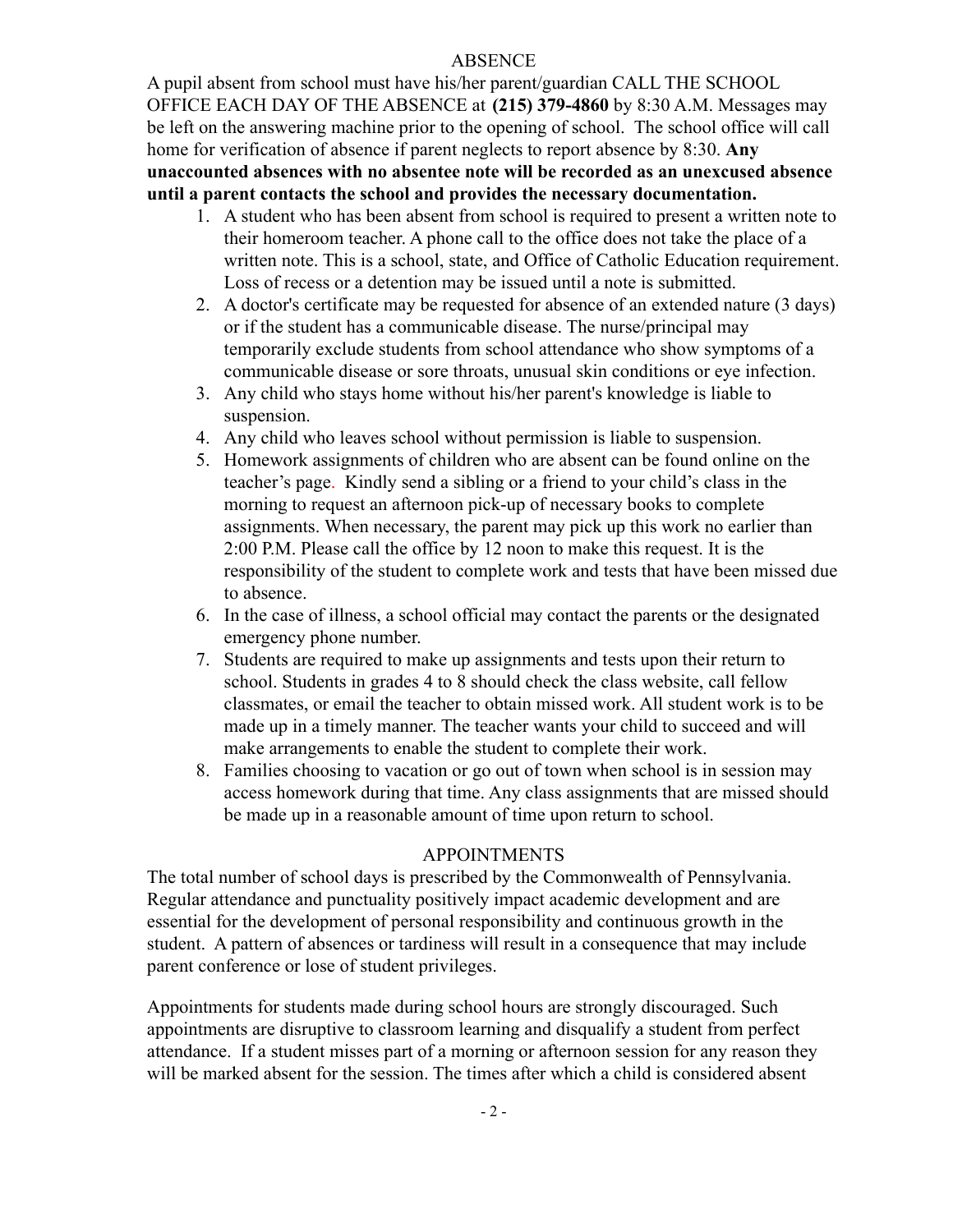## ABSENCE

A pupil absent from school must have his/her parent/guardian CALL THE SCHOOL OFFICE EACH DAY OF THE ABSENCE at **(215) 379-4860** by 8:30 A.M. Messages may be left on the answering machine prior to the opening of school. The school office will call home for verification of absence if parent neglects to report absence by 8:30. **Any unaccounted absences with no absentee note will be recorded as an unexcused absence until a parent contacts the school and provides the necessary documentation.**

1. A student who has been absent from school is required to present a written note to their homeroom teacher. A phone call to the office does not take the place of a written note. This is a school, state, and Office of Catholic Education requirement. Loss of recess or a detention may be issued until a note is submitted.
2. A doctor's certificate may be requested for absence of an extended nature (3 days) or if the student has a communicable disease. The nurse/principal may temporarily exclude students from school attendance who show symptoms of a communicable disease or sore throats, unusual skin conditions or eye infection.
3. Any child who stays home without his/her parent's knowledge is liable to suspension.
4. Any child who leaves school without permission is liable to suspension.
5. Homework assignments of children who are absent can be found online on the teacher's page. Kindly send a sibling or a friend to your child's class in the morning to request an afternoon pick-up of necessary books to complete assignments. When necessary, the parent may pick up this work no earlier than 2:00 P.M. Please call the office by 12 noon to make this request. It is the responsibility of the student to complete work and tests that have been missed due to absence.
6. In the case of illness, a school official may contact the parents or the designated emergency phone number.
7. Students are required to make up assignments and tests upon their return to school. Students in grades 4 to 8 should check the class website, call fellow classmates, or email the teacher to obtain missed work. All student work is to be made up in a timely manner. The teacher wants your child to succeed and will make arrangements to enable the student to complete their work.
8. Families choosing to vacation or go out of town when school is in session may access homework during that time. Any class assignments that are missed should be made up in a reasonable amount of time upon return to school.

## APPOINTMENTS

The total number of school days is prescribed by the Commonwealth of Pennsylvania. Regular attendance and punctuality positively impact academic development and are essential for the development of personal responsibility and continuous growth in the student. A pattern of absences or tardiness will result in a consequence that may include parent conference or lose of student privileges.

Appointments for students made during school hours are strongly discouraged. Such appointments are disruptive to classroom learning and disqualify a student from perfect attendance. If a student misses part of a morning or afternoon session for any reason they will be marked absent for the session. The times after which a child is considered absent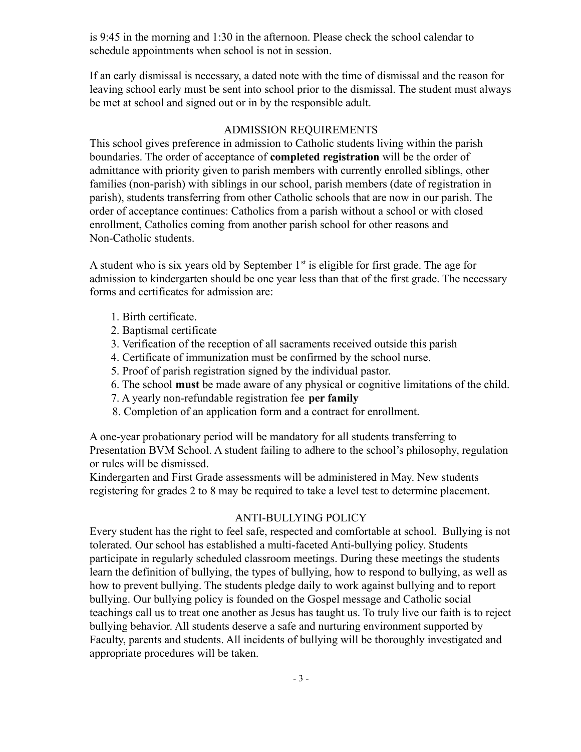is 9:45 in the morning and 1:30 in the afternoon. Please check the school calendar to schedule appointments when school is not in session.

If an early dismissal is necessary, a dated note with the time of dismissal and the reason for leaving school early must be sent into school prior to the dismissal. The student must always be met at school and signed out or in by the responsible adult.

## ADMISSION REQUIREMENTS

This school gives preference in admission to Catholic students living within the parish boundaries. The order of acceptance of **completed registration** will be the order of admittance with priority given to parish members with currently enrolled siblings, other families (non-parish) with siblings in our school, parish members (date of registration in parish), students transferring from other Catholic schools that are now in our parish. The order of acceptance continues: Catholics from a parish without a school or with closed enrollment, Catholics coming from another parish school for other reasons and Non-Catholic students.

A student who is six years old by September 1st is eligible for first grade. The age for admission to kindergarten should be one year less than that of the first grade. The necessary forms and certificates for admission are:

1. Birth certificate.
2. Baptismal certificate
3. Verification of the reception of all sacraments received outside this parish
4. Certificate of immunization must be confirmed by the school nurse.
5. Proof of parish registration signed by the individual pastor.
6. The school **must** be made aware of any physical or cognitive limitations of the child.
7. A yearly non-refundable registration fee **per family**
8. Completion of an application form and a contract for enrollment.

A one-year probationary period will be mandatory for all students transferring to Presentation BVM School. A student failing to adhere to the school's philosophy, regulation or rules will be dismissed.

Kindergarten and First Grade assessments will be administered in May. New students registering for grades 2 to 8 may be required to take a level test to determine placement.

## ANTI-BULLYING POLICY

Every student has the right to feel safe, respected and comfortable at school. Bullying is not tolerated. Our school has established a multi-faceted Anti-bullying policy. Students participate in regularly scheduled classroom meetings. During these meetings the students learn the definition of bullying, the types of bullying, how to respond to bullying, as well as how to prevent bullying. The students pledge daily to work against bullying and to report bullying. Our bullying policy is founded on the Gospel message and Catholic social teachings call us to treat one another as Jesus has taught us. To truly live our faith is to reject bullying behavior. All students deserve a safe and nurturing environment supported by Faculty, parents and students. All incidents of bullying will be thoroughly investigated and appropriate procedures will be taken.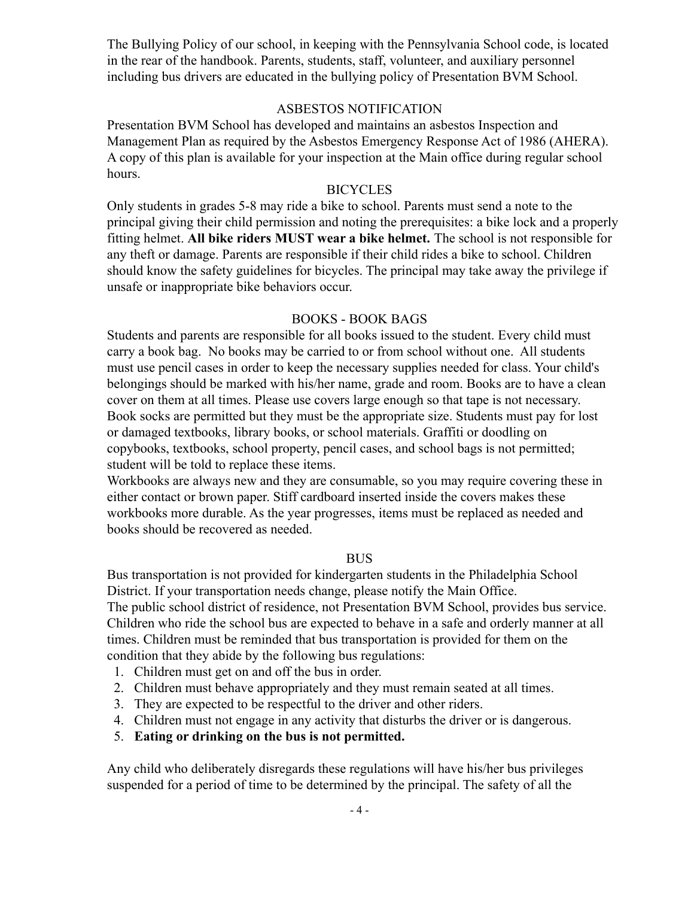The Bullying Policy of our school, in keeping with the Pennsylvania School code, is located in the rear of the handbook. Parents, students, staff, volunteer, and auxiliary personnel including bus drivers are educated in the bullying policy of Presentation BVM School.

## ASBESTOS NOTIFICATION

Presentation BVM School has developed and maintains an asbestos Inspection and Management Plan as required by the Asbestos Emergency Response Act of 1986 (AHERA). A copy of this plan is available for your inspection at the Main office during regular school hours.

## BICYCLES

Only students in grades 5-8 may ride a bike to school. Parents must send a note to the principal giving their child permission and noting the prerequisites: a bike lock and a properly fitting helmet. **All bike riders MUST wear a bike helmet.** The school is not responsible for any theft or damage. Parents are responsible if their child rides a bike to school. Children should know the safety guidelines for bicycles. The principal may take away the privilege if unsafe or inappropriate bike behaviors occur.

## BOOKS - BOOK BAGS

Students and parents are responsible for all books issued to the student. Every child must carry a book bag. No books may be carried to or from school without one. All students must use pencil cases in order to keep the necessary supplies needed for class. Your child's belongings should be marked with his/her name, grade and room. Books are to have a clean cover on them at all times. Please use covers large enough so that tape is not necessary. Book socks are permitted but they must be the appropriate size. Students must pay for lost or damaged textbooks, library books, or school materials. Graffiti or doodling on copybooks, textbooks, school property, pencil cases, and school bags is not permitted; student will be told to replace these items.

Workbooks are always new and they are consumable, so you may require covering these in either contact or brown paper. Stiff cardboard inserted inside the covers makes these workbooks more durable. As the year progresses, items must be replaced as needed and books should be recovered as needed.

## BUS

Bus transportation is not provided for kindergarten students in the Philadelphia School District. If your transportation needs change, please notify the Main Office.

The public school district of residence, not Presentation BVM School, provides bus service. Children who ride the school bus are expected to behave in a safe and orderly manner at all times. Children must be reminded that bus transportation is provided for them on the condition that they abide by the following bus regulations:

1. Children must get on and off the bus in order.
2. Children must behave appropriately and they must remain seated at all times.
3. They are expected to be respectful to the driver and other riders.
4. Children must not engage in any activity that disturbs the driver or is dangerous.
5. **Eating or drinking on the bus is not permitted.**

Any child who deliberately disregards these regulations will have his/her bus privileges suspended for a period of time to be determined by the principal. The safety of all the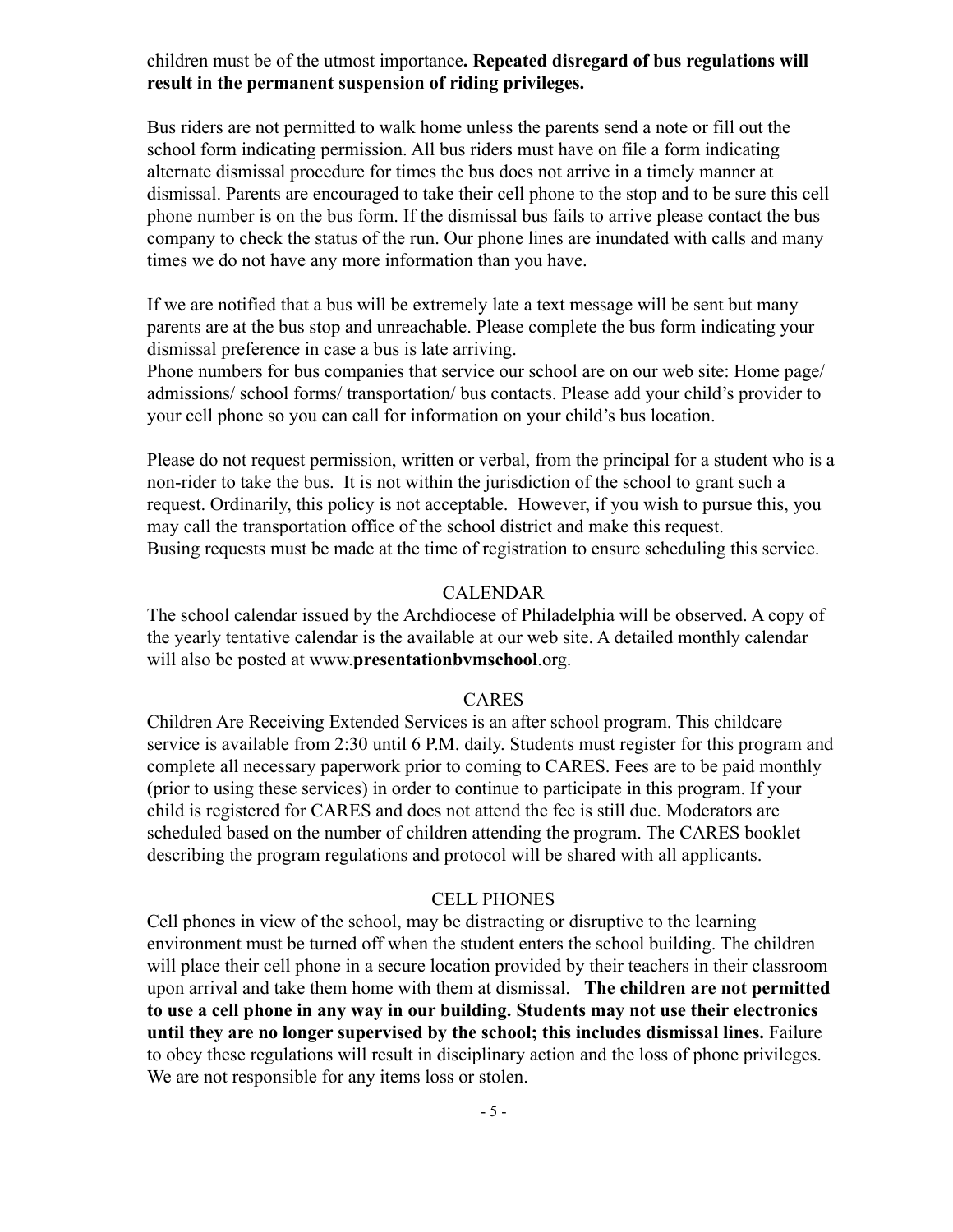children must be of the utmost importance**. Repeated disregard of bus regulations will result in the permanent suspension of riding privileges.**

Bus riders are not permitted to walk home unless the parents send a note or fill out the school form indicating permission. All bus riders must have on file a form indicating alternate dismissal procedure for times the bus does not arrive in a timely manner at dismissal. Parents are encouraged to take their cell phone to the stop and to be sure this cell phone number is on the bus form. If the dismissal bus fails to arrive please contact the bus company to check the status of the run. Our phone lines are inundated with calls and many times we do not have any more information than you have.

If we are notified that a bus will be extremely late a text message will be sent but many parents are at the bus stop and unreachable. Please complete the bus form indicating your dismissal preference in case a bus is late arriving.
Phone numbers for bus companies that service our school are on our web site: Home page/ admissions/ school forms/ transportation/ bus contacts. Please add your child's provider to your cell phone so you can call for information on your child's bus location.

Please do not request permission, written or verbal, from the principal for a student who is a non-rider to take the bus. It is not within the jurisdiction of the school to grant such a request. Ordinarily, this policy is not acceptable. However, if you wish to pursue this, you may call the transportation office of the school district and make this request.
Busing requests must be made at the time of registration to ensure scheduling this service.

## CALENDAR

The school calendar issued by the Archdiocese of Philadelphia will be observed. A copy of the yearly tentative calendar is the available at our web site. A detailed monthly calendar will also be posted at www.**presentationbvmschool**.org.

## CARES

Children Are Receiving Extended Services is an after school program. This childcare service is available from 2:30 until 6 P.M. daily. Students must register for this program and complete all necessary paperwork prior to coming to CARES. Fees are to be paid monthly (prior to using these services) in order to continue to participate in this program. If your child is registered for CARES and does not attend the fee is still due. Moderators are scheduled based on the number of children attending the program. The CARES booklet describing the program regulations and protocol will be shared with all applicants.

## CELL PHONES

Cell phones in view of the school, may be distracting or disruptive to the learning environment must be turned off when the student enters the school building. The children will place their cell phone in a secure location provided by their teachers in their classroom upon arrival and take them home with them at dismissal. **The children are not permitted to use a cell phone in any way in our building. Students may not use their electronics until they are no longer supervised by the school; this includes dismissal lines.** Failure to obey these regulations will result in disciplinary action and the loss of phone privileges. We are not responsible for any items loss or stolen.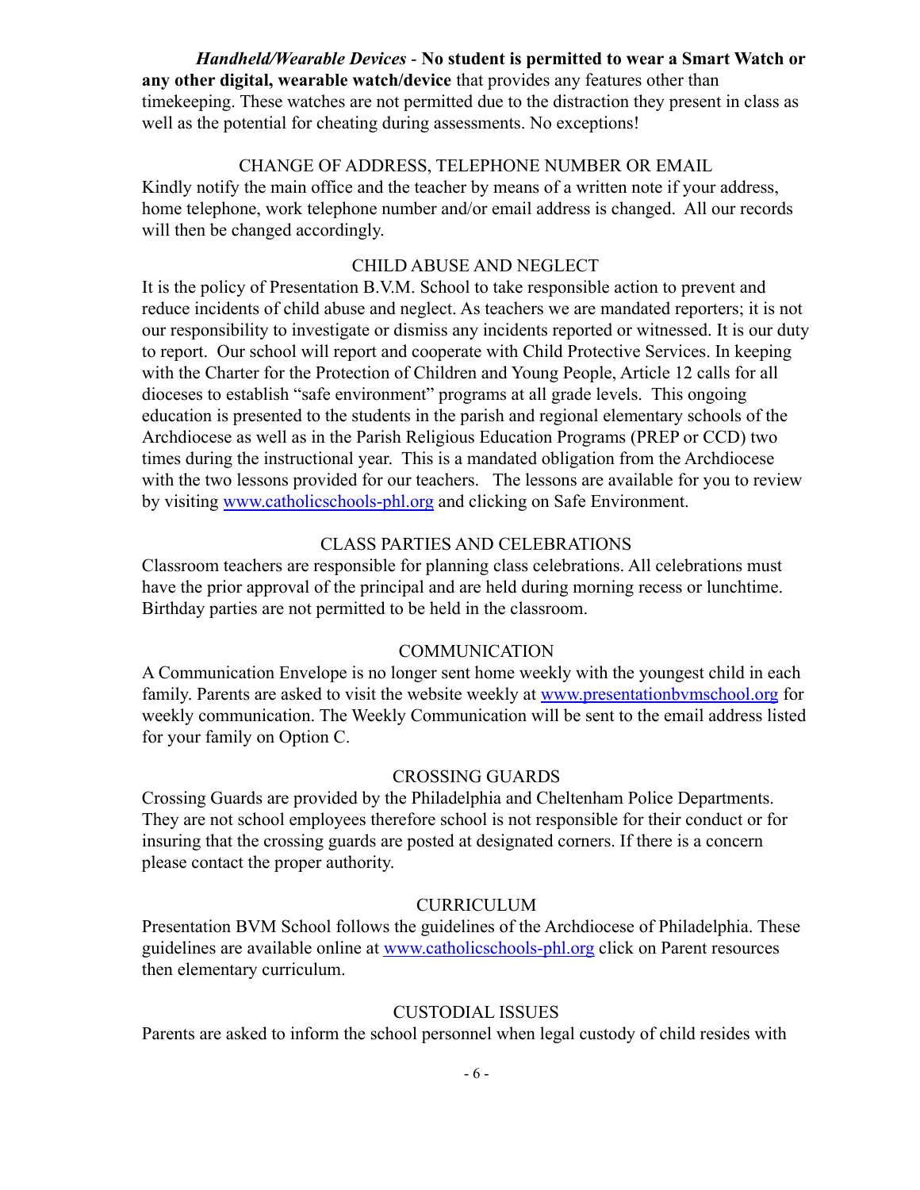*Handheld/Wearable Devices* - **No student is permitted to wear a Smart Watch or any other digital, wearable watch/device** that provides any features other than timekeeping. These watches are not permitted due to the distraction they present in class as well as the potential for cheating during assessments. No exceptions!

## CHANGE OF ADDRESS, TELEPHONE NUMBER OR EMAIL

Kindly notify the main office and the teacher by means of a written note if your address, home telephone, work telephone number and/or email address is changed. All our records will then be changed accordingly.

## CHILD ABUSE AND NEGLECT

It is the policy of Presentation B.V.M. School to take responsible action to prevent and reduce incidents of child abuse and neglect. As teachers we are mandated reporters; it is not our responsibility to investigate or dismiss any incidents reported or witnessed. It is our duty to report. Our school will report and cooperate with Child Protective Services. In keeping with the Charter for the Protection of Children and Young People, Article 12 calls for all dioceses to establish "safe environment" programs at all grade levels. This ongoing education is presented to the students in the parish and regional elementary schools of the Archdiocese as well as in the Parish Religious Education Programs (PREP or CCD) two times during the instructional year. This is a mandated obligation from the Archdiocese with the two lessons provided for our teachers. The lessons are available for you to review by visiting [www.catholicschools-phl.org](http://www.catholicschools-phl.org) and clicking on Safe Environment.

## CLASS PARTIES AND CELEBRATIONS

Classroom teachers are responsible for planning class celebrations. All celebrations must have the prior approval of the principal and are held during morning recess or lunchtime. Birthday parties are not permitted to be held in the classroom.

## COMMUNICATION

A Communication Envelope is no longer sent home weekly with the youngest child in each family. Parents are asked to visit the website weekly at [www.presentationbvmschool.org](http://www.presentationbvmschool.org) for weekly communication. The Weekly Communication will be sent to the email address listed for your family on Option C.

## CROSSING GUARDS

Crossing Guards are provided by the Philadelphia and Cheltenham Police Departments. They are not school employees therefore school is not responsible for their conduct or for insuring that the crossing guards are posted at designated corners. If there is a concern please contact the proper authority.

## CURRICULUM

Presentation BVM School follows the guidelines of the Archdiocese of Philadelphia. These guidelines are available online at [www.catholicschools-phl.org](http://www.catholicschools-phl.org) click on Parent resources then elementary curriculum.

## CUSTODIAL ISSUES

Parents are asked to inform the school personnel when legal custody of child resides with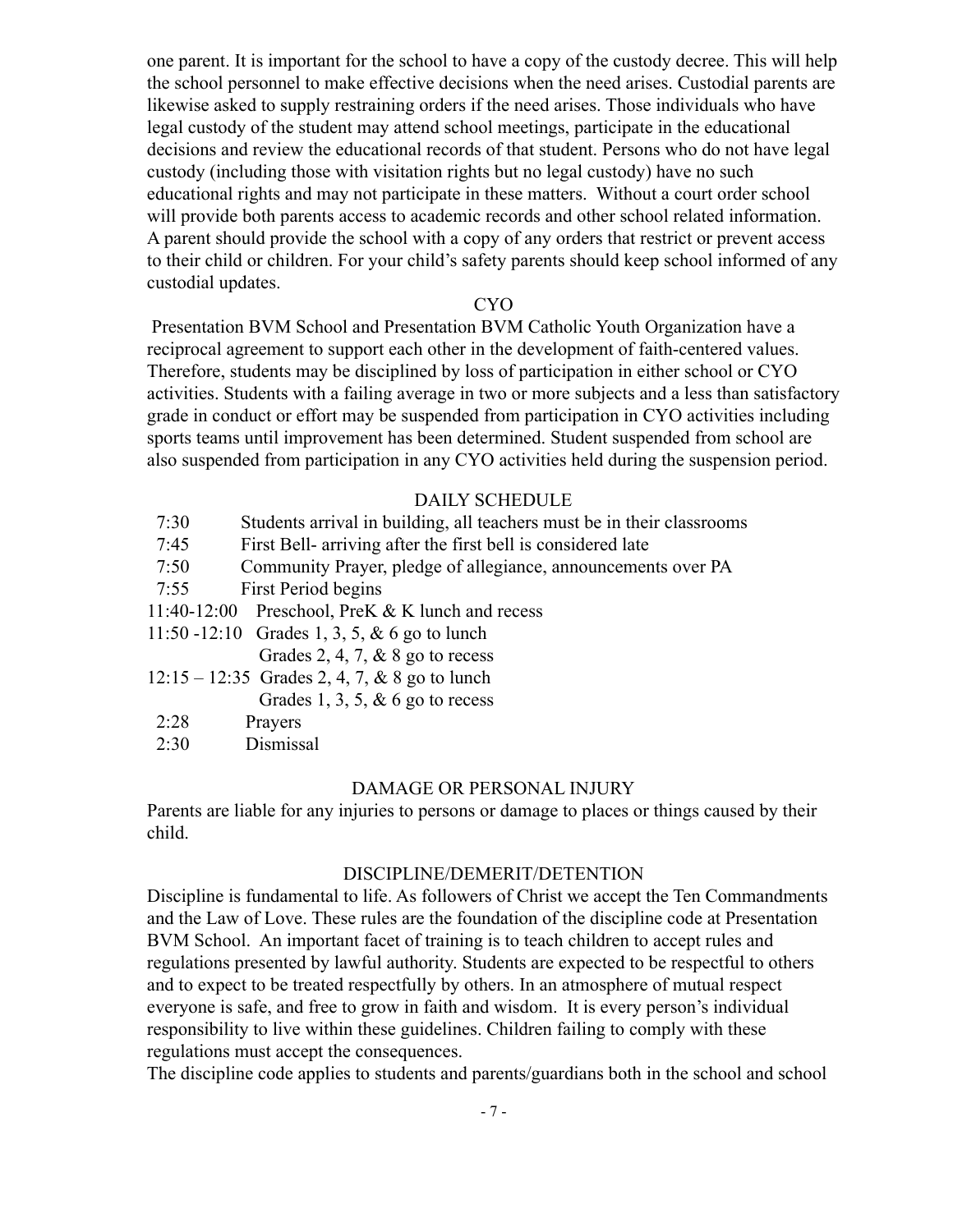one parent. It is important for the school to have a copy of the custody decree. This will help the school personnel to make effective decisions when the need arises. Custodial parents are likewise asked to supply restraining orders if the need arises. Those individuals who have legal custody of the student may attend school meetings, participate in the educational decisions and review the educational records of that student. Persons who do not have legal custody (including those with visitation rights but no legal custody) have no such educational rights and may not participate in these matters. Without a court order school will provide both parents access to academic records and other school related information. A parent should provide the school with a copy of any orders that restrict or prevent access to their child or children. For your child's safety parents should keep school informed of any custodial updates.

## CYO

Presentation BVM School and Presentation BVM Catholic Youth Organization have a reciprocal agreement to support each other in the development of faith-centered values. Therefore, students may be disciplined by loss of participation in either school or CYO activities. Students with a failing average in two or more subjects and a less than satisfactory grade in conduct or effort may be suspended from participation in CYO activities including sports teams until improvement has been determined. Student suspended from school are also suspended from participation in any CYO activities held during the suspension period.

## DAILY SCHEDULE

| | |
|---|---|
| 7:30 | Students arrival in building, all teachers must be in their classrooms |
| 7:45 | First Bell- arriving after the first bell is considered late |
| 7:50 | Community Prayer, pledge of allegiance, announcements over PA |
| 7:55 | First Period begins |
| 11:40-12:00 | Preschool, PreK & K lunch and recess |
| 11:50 -12:10 | Grades 1, 3, 5, & 6 go to lunch<br>Grades 2, 4, 7, & 8 go to recess |
| 12:15 – 12:35 | Grades 2, 4, 7, & 8 go to lunch<br>Grades 1, 3, 5, & 6 go to recess |
| 2:28 | Prayers |
| 2:30 | Dismissal |

## DAMAGE OR PERSONAL INJURY

Parents are liable for any injuries to persons or damage to places or things caused by their child.

## DISCIPLINE/DEMERIT/DETENTION

Discipline is fundamental to life. As followers of Christ we accept the Ten Commandments and the Law of Love. These rules are the foundation of the discipline code at Presentation BVM School. An important facet of training is to teach children to accept rules and regulations presented by lawful authority. Students are expected to be respectful to others and to expect to be treated respectfully by others. In an atmosphere of mutual respect everyone is safe, and free to grow in faith and wisdom. It is every person's individual responsibility to live within these guidelines. Children failing to comply with these regulations must accept the consequences.

The discipline code applies to students and parents/guardians both in the school and school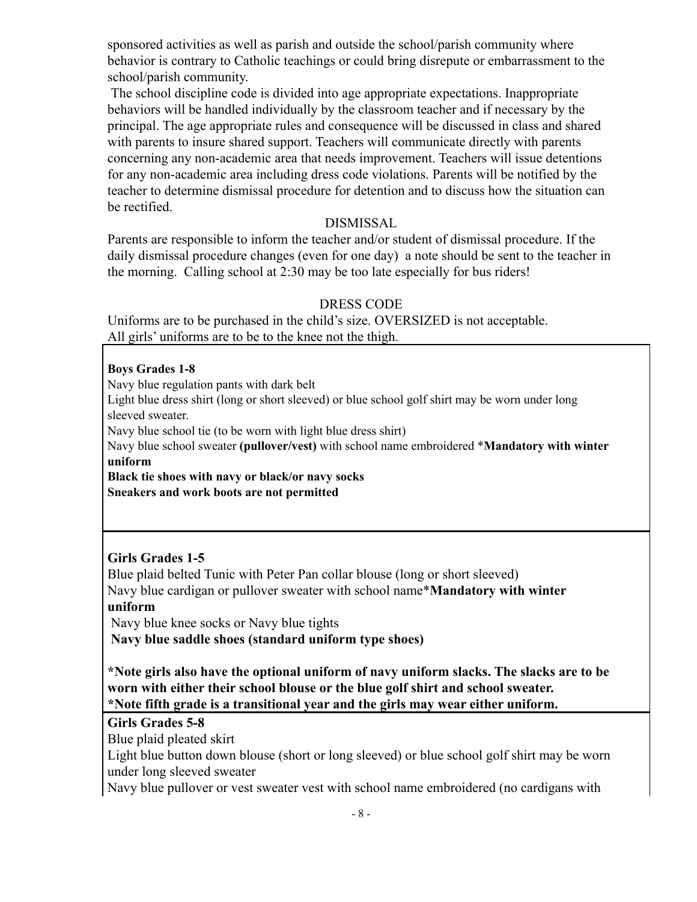sponsored activities as well as parish and outside the school/parish community where behavior is contrary to Catholic teachings or could bring disrepute or embarrassment to the school/parish community.

The school discipline code is divided into age appropriate expectations. Inappropriate behaviors will be handled individually by the classroom teacher and if necessary by the principal. The age appropriate rules and consequence will be discussed in class and shared with parents to insure shared support. Teachers will communicate directly with parents concerning any non-academic area that needs improvement. Teachers will issue detentions for any non-academic area including dress code violations. Parents will be notified by the teacher to determine dismissal procedure for detention and to discuss how the situation can be rectified.

## DISMISSAL

Parents are responsible to inform the teacher and/or student of dismissal procedure. If the daily dismissal procedure changes (even for one day) a note should be sent to the teacher in the morning. Calling school at 2:30 may be too late especially for bus riders!

## DRESS CODE

Uniforms are to be purchased in the child's size. OVERSIZED is not acceptable.
All girls' uniforms are to be to the knee not the thigh.

**Boys Grades 1-8**

Navy blue regulation pants with dark belt
Light blue dress shirt (long or short sleeved) or blue school golf shirt may be worn under long sleeved sweater.
Navy blue school tie (to be worn with light blue dress shirt)
Navy blue school sweater **(pullover/vest)** with school name embroidered ***Mandatory with winter uniform**
**Black tie shoes with navy or black/or navy socks**
**Sneakers and work boots are not permitted**

**Girls Grades 1-5**

Blue plaid belted Tunic with Peter Pan collar blouse (long or short sleeved)
Navy blue cardigan or pullover sweater with school name***Mandatory with winter uniform**
Navy blue knee socks or Navy blue tights
**Navy blue saddle shoes (standard uniform type shoes)**

***Note girls also have the optional uniform of navy uniform slacks. The slacks are to be worn with either their school blouse or the blue golf shirt and school sweater.**
***Note fifth grade is a transitional year and the girls may wear either uniform.**

**Girls Grades 5-8**

Blue plaid pleated skirt
Light blue button down blouse (short or long sleeved) or blue school golf shirt may be worn under long sleeved sweater
Navy blue pullover or vest sweater vest with school name embroidered (no cardigans with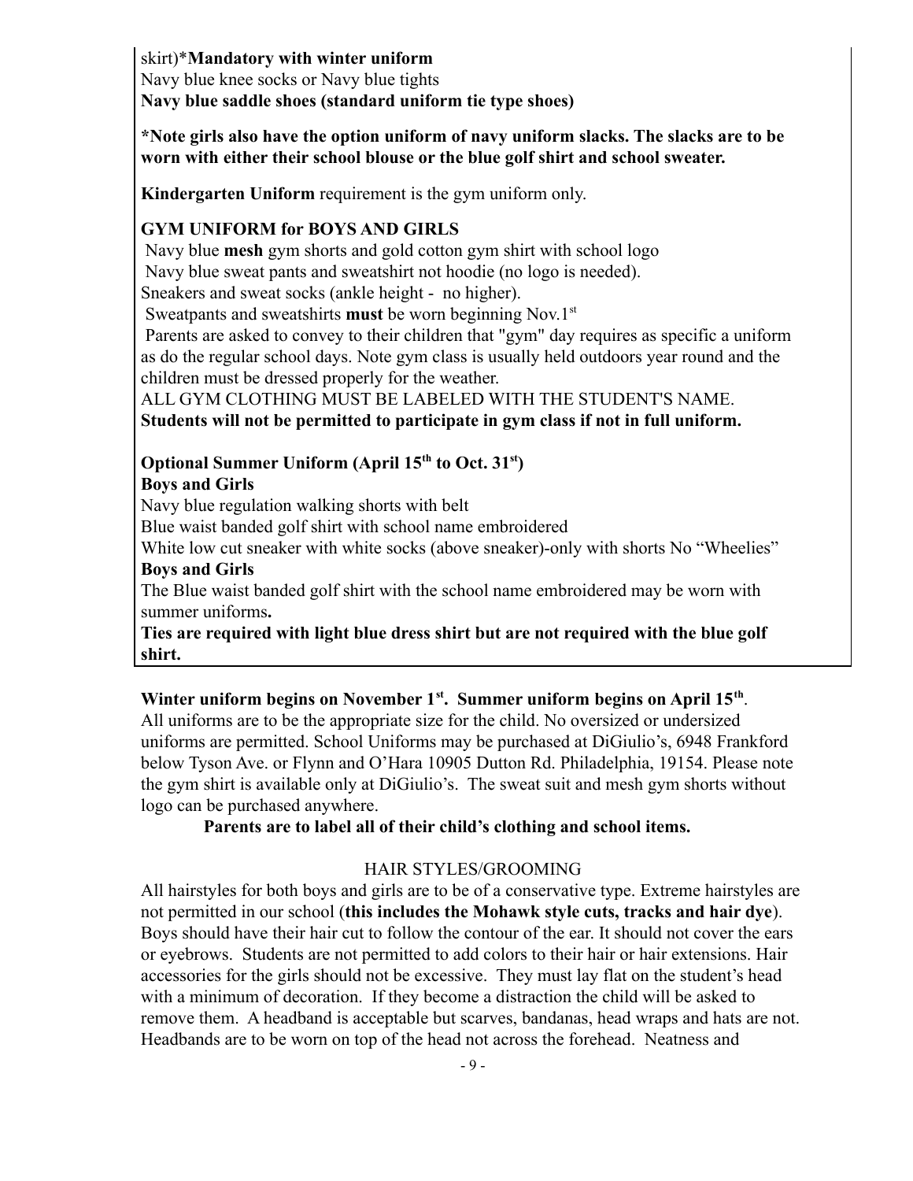skirt)***Mandatory with winter uniform**
Navy blue knee socks or Navy blue tights
**Navy blue saddle shoes (standard uniform tie type shoes)**

***Note girls also have the option uniform of navy uniform slacks. The slacks are to be worn with either their school blouse or the blue golf shirt and school sweater.**

**Kindergarten Uniform** requirement is the gym uniform only.

**GYM UNIFORM for BOYS AND GIRLS**

Navy blue **mesh** gym shorts and gold cotton gym shirt with school logo
Navy blue sweat pants and sweatshirt not hoodie (no logo is needed).
Sneakers and sweat socks (ankle height - no higher).
Sweatpants and sweatshirts **must** be worn beginning Nov.1st
Parents are asked to convey to their children that "gym" day requires as specific a uniform as do the regular school days. Note gym class is usually held outdoors year round and the children must be dressed properly for the weather.
ALL GYM CLOTHING MUST BE LABELED WITH THE STUDENT'S NAME.
**Students will not be permitted to participate in gym class if not in full uniform.**

**Optional Summer Uniform (April 15th to Oct. 31st)**
**Boys and Girls**
Navy blue regulation walking shorts with belt
Blue waist banded golf shirt with school name embroidered
White low cut sneaker with white socks (above sneaker)-only with shorts No "Wheelies"
**Boys and Girls**
The Blue waist banded golf shirt with the school name embroidered may be worn with summer uniforms**.**
**Ties are required with light blue dress shirt but are not required with the blue golf shirt.**

**Winter uniform begins on November 1st. Summer uniform begins on April 15th**.
All uniforms are to be the appropriate size for the child. No oversized or undersized uniforms are permitted. School Uniforms may be purchased at DiGiulio's, 6948 Frankford below Tyson Ave. or Flynn and O'Hara 10905 Dutton Rd. Philadelphia, 19154. Please note the gym shirt is available only at DiGiulio's. The sweat suit and mesh gym shorts without logo can be purchased anywhere.

**Parents are to label all of their child's clothing and school items.**

HAIR STYLES/GROOMING

All hairstyles for both boys and girls are to be of a conservative type. Extreme hairstyles are not permitted in our school (**this includes the Mohawk style cuts, tracks and hair dye**). Boys should have their hair cut to follow the contour of the ear. It should not cover the ears or eyebrows. Students are not permitted to add colors to their hair or hair extensions. Hair accessories for the girls should not be excessive. They must lay flat on the student's head with a minimum of decoration. If they become a distraction the child will be asked to remove them. A headband is acceptable but scarves, bandanas, head wraps and hats are not. Headbands are to be worn on top of the head not across the forehead. Neatness and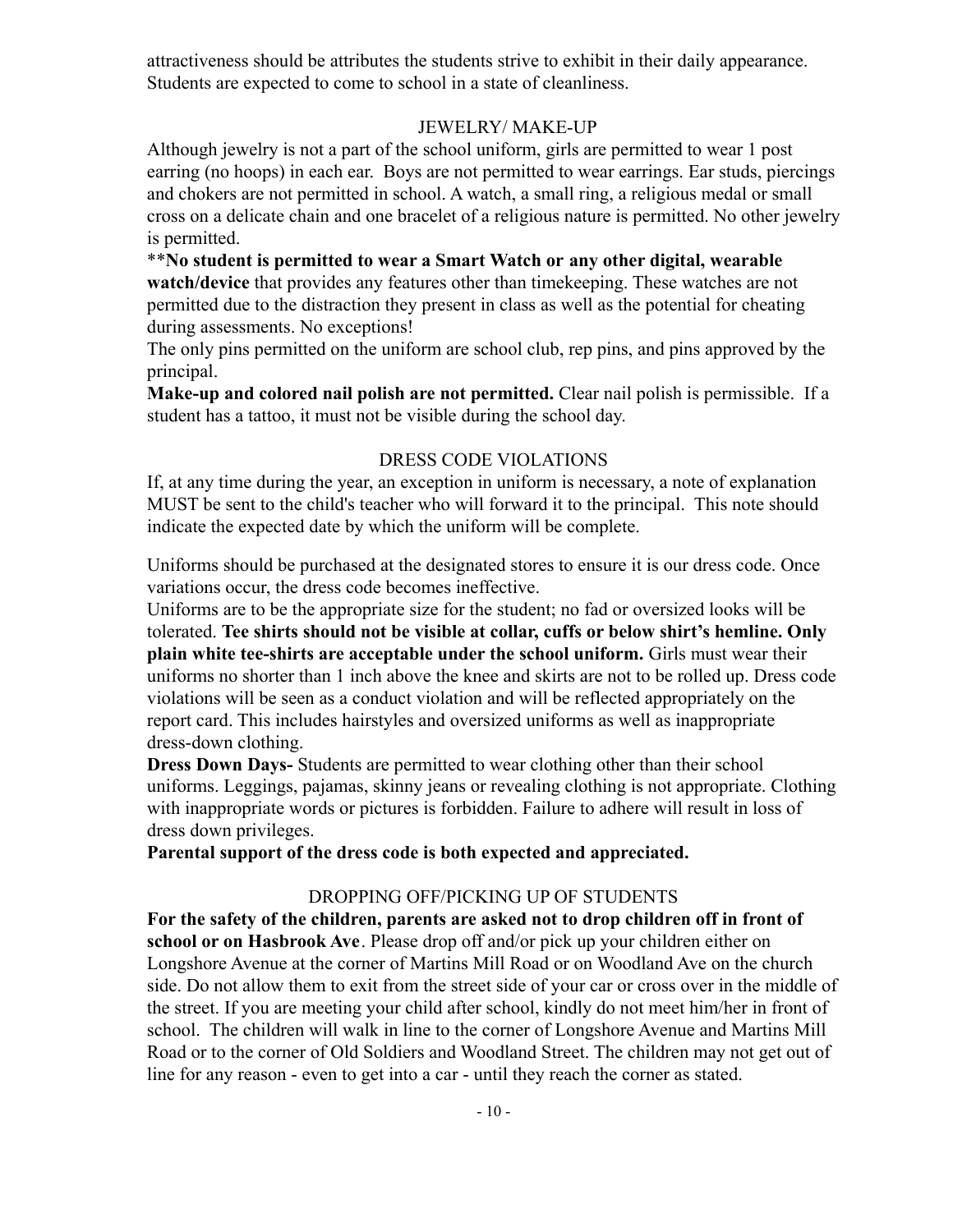attractiveness should be attributes the students strive to exhibit in their daily appearance. Students are expected to come to school in a state of cleanliness.

## JEWELRY/ MAKE-UP

Although jewelry is not a part of the school uniform, girls are permitted to wear 1 post earring (no hoops) in each ear. Boys are not permitted to wear earrings. Ear studs, piercings and chokers are not permitted in school. A watch, a small ring, a religious medal or small cross on a delicate chain and one bracelet of a religious nature is permitted. No other jewelry is permitted.

\*\***No student is permitted to wear a Smart Watch or any other digital, wearable watch/device** that provides any features other than timekeeping. These watches are not permitted due to the distraction they present in class as well as the potential for cheating during assessments. No exceptions!

The only pins permitted on the uniform are school club, rep pins, and pins approved by the principal.

**Make-up and colored nail polish are not permitted.** Clear nail polish is permissible. If a student has a tattoo, it must not be visible during the school day.

## DRESS CODE VIOLATIONS

If, at any time during the year, an exception in uniform is necessary, a note of explanation MUST be sent to the child's teacher who will forward it to the principal. This note should indicate the expected date by which the uniform will be complete.

Uniforms should be purchased at the designated stores to ensure it is our dress code. Once variations occur, the dress code becomes ineffective.

Uniforms are to be the appropriate size for the student; no fad or oversized looks will be tolerated. **Tee shirts should not be visible at collar, cuffs or below shirt's hemline. Only plain white tee-shirts are acceptable under the school uniform.** Girls must wear their uniforms no shorter than 1 inch above the knee and skirts are not to be rolled up. Dress code violations will be seen as a conduct violation and will be reflected appropriately on the report card. This includes hairstyles and oversized uniforms as well as inappropriate dress-down clothing.

**Dress Down Days-** Students are permitted to wear clothing other than their school uniforms. Leggings, pajamas, skinny jeans or revealing clothing is not appropriate. Clothing with inappropriate words or pictures is forbidden. Failure to adhere will result in loss of dress down privileges.

**Parental support of the dress code is both expected and appreciated.**

## DROPPING OFF/PICKING UP OF STUDENTS

**For the safety of the children, parents are asked not to drop children off in front of school or on Hasbrook Ave**. Please drop off and/or pick up your children either on Longshore Avenue at the corner of Martins Mill Road or on Woodland Ave on the church side. Do not allow them to exit from the street side of your car or cross over in the middle of the street. If you are meeting your child after school, kindly do not meet him/her in front of school. The children will walk in line to the corner of Longshore Avenue and Martins Mill Road or to the corner of Old Soldiers and Woodland Street. The children may not get out of line for any reason - even to get into a car - until they reach the corner as stated.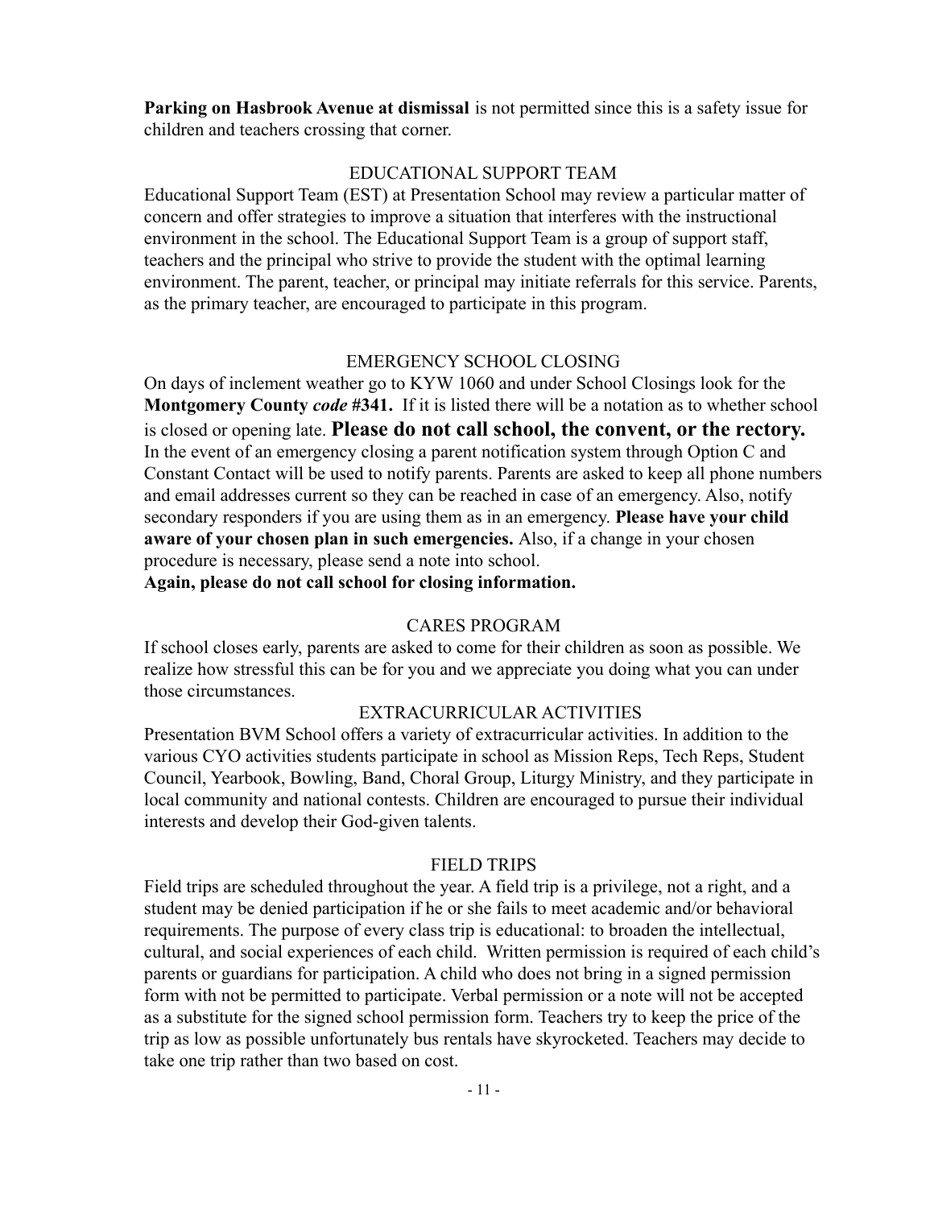**Parking on Hasbrook Avenue at dismissal** is not permitted since this is a safety issue for children and teachers crossing that corner.

## EDUCATIONAL SUPPORT TEAM

Educational Support Team (EST) at Presentation School may review a particular matter of concern and offer strategies to improve a situation that interferes with the instructional environment in the school. The Educational Support Team is a group of support staff, teachers and the principal who strive to provide the student with the optimal learning environment. The parent, teacher, or principal may initiate referrals for this service. Parents, as the primary teacher, are encouraged to participate in this program.

## EMERGENCY SCHOOL CLOSING

On days of inclement weather go to KYW 1060 and under School Closings look for the **Montgomery County** ***code*** **#341.** If it is listed there will be a notation as to whether school is closed or opening late. **Please do not call school, the convent, or the rectory.** In the event of an emergency closing a parent notification system through Option C and Constant Contact will be used to notify parents. Parents are asked to keep all phone numbers and email addresses current so they can be reached in case of an emergency. Also, notify secondary responders if you are using them as in an emergency. **Please have your child aware of your chosen plan in such emergencies.** Also, if a change in your chosen procedure is necessary, please send a note into school.

**Again, please do not call school for closing information.**

## CARES PROGRAM

If school closes early, parents are asked to come for their children as soon as possible. We realize how stressful this can be for you and we appreciate you doing what you can under those circumstances.

## EXTRACURRICULAR ACTIVITIES

Presentation BVM School offers a variety of extracurricular activities. In addition to the various CYO activities students participate in school as Mission Reps, Tech Reps, Student Council, Yearbook, Bowling, Band, Choral Group, Liturgy Ministry, and they participate in local community and national contests. Children are encouraged to pursue their individual interests and develop their God-given talents.

## FIELD TRIPS

Field trips are scheduled throughout the year. A field trip is a privilege, not a right, and a student may be denied participation if he or she fails to meet academic and/or behavioral requirements. The purpose of every class trip is educational: to broaden the intellectual, cultural, and social experiences of each child. Written permission is required of each child's parents or guardians for participation. A child who does not bring in a signed permission form with not be permitted to participate. Verbal permission or a note will not be accepted as a substitute for the signed school permission form. Teachers try to keep the price of the trip as low as possible unfortunately bus rentals have skyrocketed. Teachers may decide to take one trip rather than two based on cost.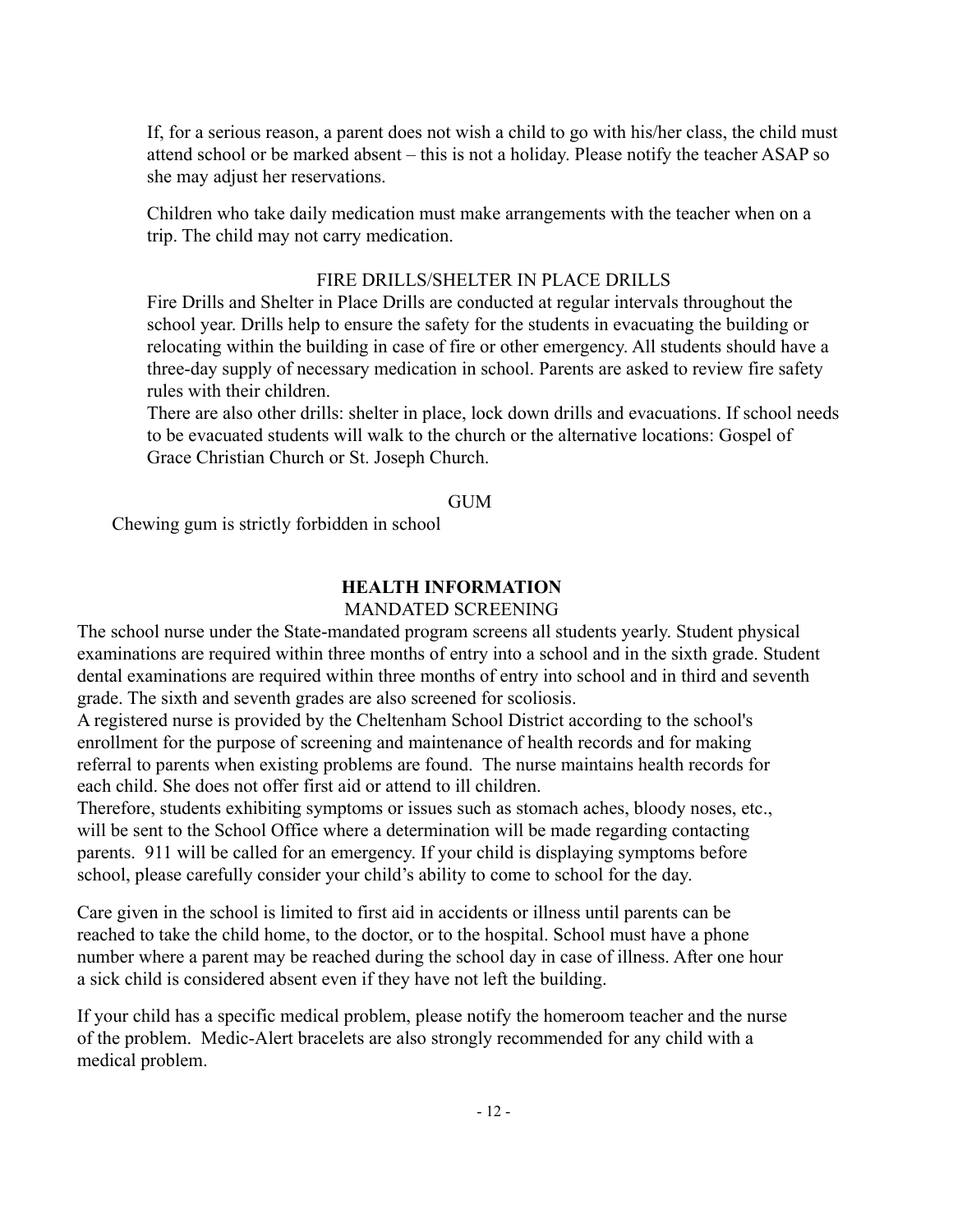If, for a serious reason, a parent does not wish a child to go with his/her class, the child must attend school or be marked absent – this is not a holiday. Please notify the teacher ASAP so she may adjust her reservations.

Children who take daily medication must make arrangements with the teacher when on a trip. The child may not carry medication.

### FIRE DRILLS/SHELTER IN PLACE DRILLS

Fire Drills and Shelter in Place Drills are conducted at regular intervals throughout the school year. Drills help to ensure the safety for the students in evacuating the building or relocating within the building in case of fire or other emergency. All students should have a three-day supply of necessary medication in school. Parents are asked to review fire safety rules with their children.

There are also other drills: shelter in place, lock down drills and evacuations. If school needs to be evacuated students will walk to the church or the alternative locations: Gospel of Grace Christian Church or St. Joseph Church.

### GUM

Chewing gum is strictly forbidden in school

## HEALTH INFORMATION

### MANDATED SCREENING

The school nurse under the State-mandated program screens all students yearly. Student physical examinations are required within three months of entry into a school and in the sixth grade. Student dental examinations are required within three months of entry into school and in third and seventh grade. The sixth and seventh grades are also screened for scoliosis.

A registered nurse is provided by the Cheltenham School District according to the school's enrollment for the purpose of screening and maintenance of health records and for making referral to parents when existing problems are found. The nurse maintains health records for each child. She does not offer first aid or attend to ill children.

Therefore, students exhibiting symptoms or issues such as stomach aches, bloody noses, etc., will be sent to the School Office where a determination will be made regarding contacting parents. 911 will be called for an emergency. If your child is displaying symptoms before school, please carefully consider your child's ability to come to school for the day.

Care given in the school is limited to first aid in accidents or illness until parents can be reached to take the child home, to the doctor, or to the hospital. School must have a phone number where a parent may be reached during the school day in case of illness. After one hour a sick child is considered absent even if they have not left the building.

If your child has a specific medical problem, please notify the homeroom teacher and the nurse of the problem. Medic-Alert bracelets are also strongly recommended for any child with a medical problem.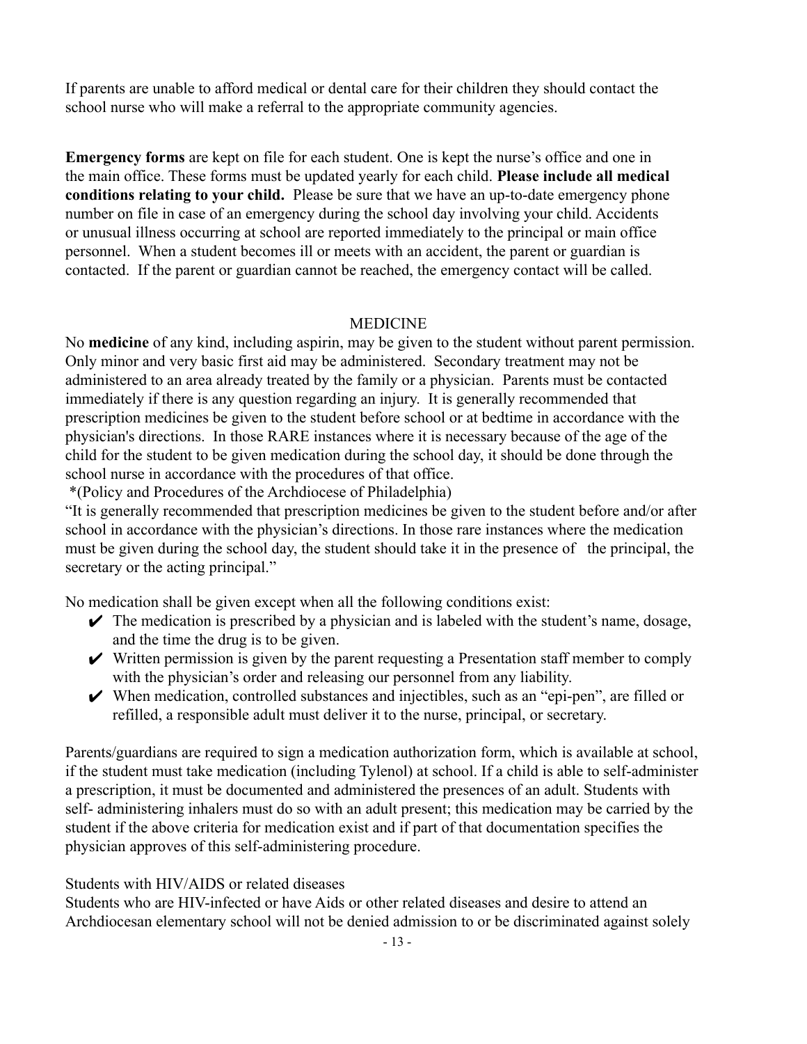If parents are unable to afford medical or dental care for their children they should contact the school nurse who will make a referral to the appropriate community agencies.

**Emergency forms** are kept on file for each student. One is kept the nurse's office and one in the main office. These forms must be updated yearly for each child. **Please include all medical conditions relating to your child.** Please be sure that we have an up-to-date emergency phone number on file in case of an emergency during the school day involving your child. Accidents or unusual illness occurring at school are reported immediately to the principal or main office personnel. When a student becomes ill or meets with an accident, the parent or guardian is contacted. If the parent or guardian cannot be reached, the emergency contact will be called.

## MEDICINE

No **medicine** of any kind, including aspirin, may be given to the student without parent permission. Only minor and very basic first aid may be administered. Secondary treatment may not be administered to an area already treated by the family or a physician. Parents must be contacted immediately if there is any question regarding an injury. It is generally recommended that prescription medicines be given to the student before school or at bedtime in accordance with the physician's directions. In those RARE instances where it is necessary because of the age of the child for the student to be given medication during the school day, it should be done through the school nurse in accordance with the procedures of that office.

*(Policy and Procedures of the Archdiocese of Philadelphia)

"It is generally recommended that prescription medicines be given to the student before and/or after school in accordance with the physician's directions. In those rare instances where the medication must be given during the school day, the student should take it in the presence of the principal, the secretary or the acting principal."

No medication shall be given except when all the following conditions exist:

- ✔ The medication is prescribed by a physician and is labeled with the student's name, dosage, and the time the drug is to be given.
- ✔ Written permission is given by the parent requesting a Presentation staff member to comply with the physician's order and releasing our personnel from any liability.
- ✔ When medication, controlled substances and injectibles, such as an "epi-pen", are filled or refilled, a responsible adult must deliver it to the nurse, principal, or secretary.

Parents/guardians are required to sign a medication authorization form, which is available at school, if the student must take medication (including Tylenol) at school. If a child is able to self-administer a prescription, it must be documented and administered the presences of an adult. Students with self- administering inhalers must do so with an adult present; this medication may be carried by the student if the above criteria for medication exist and if part of that documentation specifies the physician approves of this self-administering procedure.

Students with HIV/AIDS or related diseases

Students who are HIV-infected or have Aids or other related diseases and desire to attend an Archdiocesan elementary school will not be denied admission to or be discriminated against solely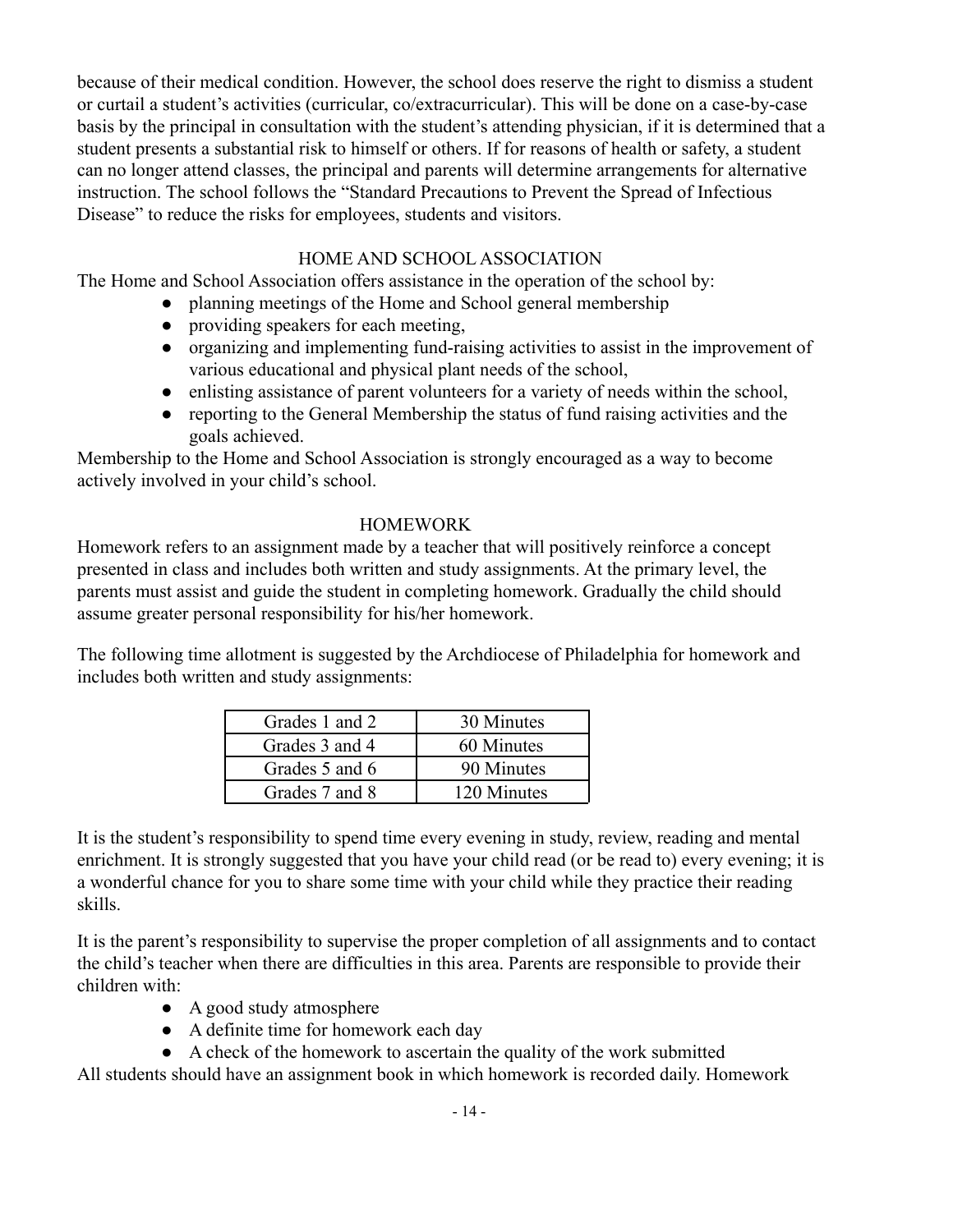because of their medical condition. However, the school does reserve the right to dismiss a student or curtail a student's activities (curricular, co/extracurricular). This will be done on a case-by-case basis by the principal in consultation with the student's attending physician, if it is determined that a student presents a substantial risk to himself or others. If for reasons of health or safety, a student can no longer attend classes, the principal and parents will determine arrangements for alternative instruction. The school follows the "Standard Precautions to Prevent the Spread of Infectious Disease" to reduce the risks for employees, students and visitors.

## HOME AND SCHOOL ASSOCIATION

The Home and School Association offers assistance in the operation of the school by:

- planning meetings of the Home and School general membership
- providing speakers for each meeting,
- organizing and implementing fund-raising activities to assist in the improvement of various educational and physical plant needs of the school,
- enlisting assistance of parent volunteers for a variety of needs within the school,
- reporting to the General Membership the status of fund raising activities and the goals achieved.

Membership to the Home and School Association is strongly encouraged as a way to become actively involved in your child's school.

## HOMEWORK

Homework refers to an assignment made by a teacher that will positively reinforce a concept presented in class and includes both written and study assignments. At the primary level, the parents must assist and guide the student in completing homework. Gradually the child should assume greater personal responsibility for his/her homework.

The following time allotment is suggested by the Archdiocese of Philadelphia for homework and includes both written and study assignments:

| Grades | Time |
|---|---|
| Grades 1 and 2 | 30 Minutes |
| Grades 3 and 4 | 60 Minutes |
| Grades 5 and 6 | 90 Minutes |
| Grades 7 and 8 | 120 Minutes |

It is the student's responsibility to spend time every evening in study, review, reading and mental enrichment. It is strongly suggested that you have your child read (or be read to) every evening; it is a wonderful chance for you to share some time with your child while they practice their reading skills.

It is the parent's responsibility to supervise the proper completion of all assignments and to contact the child's teacher when there are difficulties in this area. Parents are responsible to provide their children with:

- A good study atmosphere
- A definite time for homework each day
- A check of the homework to ascertain the quality of the work submitted

All students should have an assignment book in which homework is recorded daily. Homework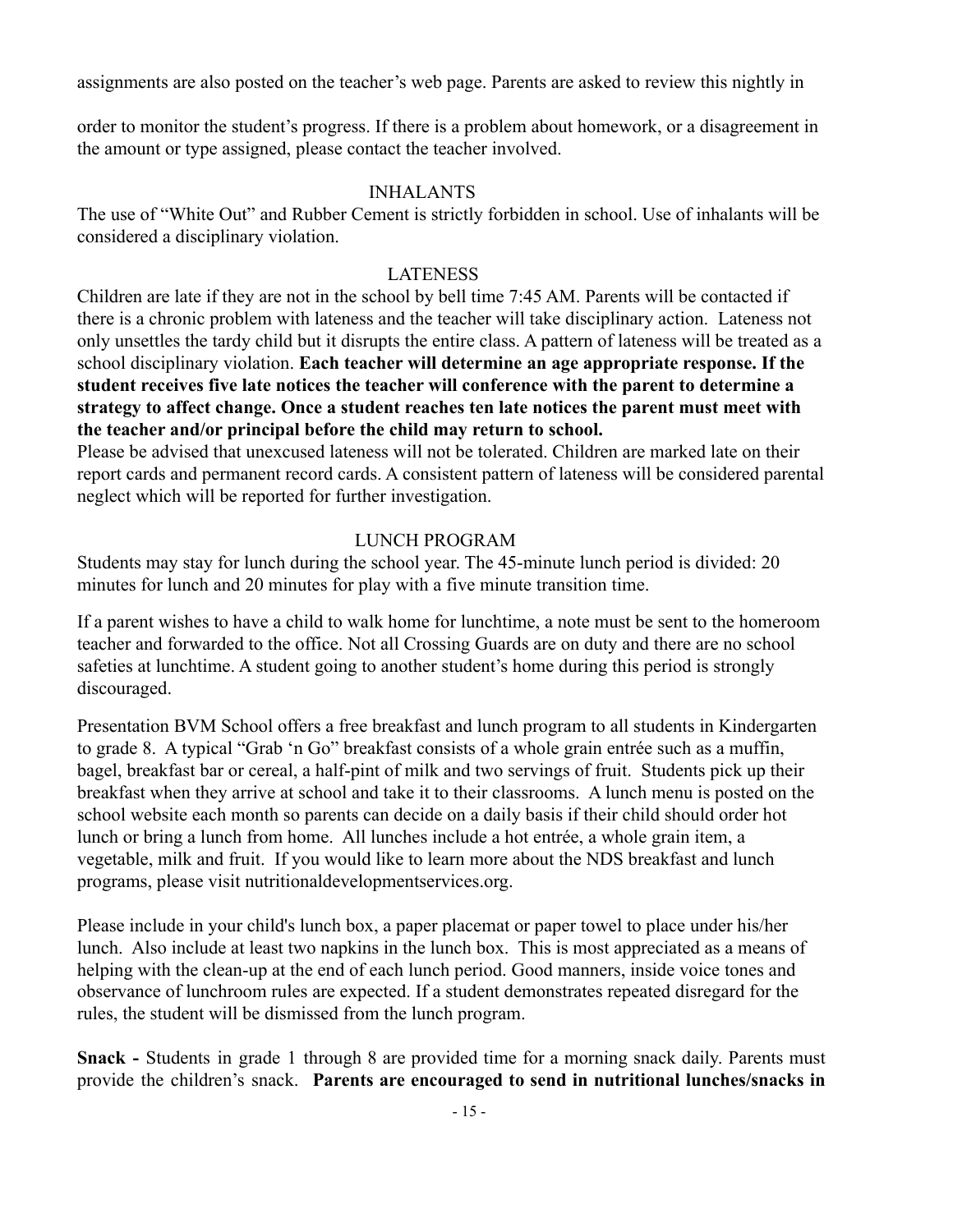assignments are also posted on the teacher's web page. Parents are asked to review this nightly in

order to monitor the student's progress. If there is a problem about homework, or a disagreement in the amount or type assigned, please contact the teacher involved.

## INHALANTS

The use of "White Out" and Rubber Cement is strictly forbidden in school. Use of inhalants will be considered a disciplinary violation.

## LATENESS

Children are late if they are not in the school by bell time 7:45 AM. Parents will be contacted if there is a chronic problem with lateness and the teacher will take disciplinary action. Lateness not only unsettles the tardy child but it disrupts the entire class. A pattern of lateness will be treated as a school disciplinary violation. **Each teacher will determine an age appropriate response. If the student receives five late notices the teacher will conference with the parent to determine a strategy to affect change. Once a student reaches ten late notices the parent must meet with the teacher and/or principal before the child may return to school.**

Please be advised that unexcused lateness will not be tolerated. Children are marked late on their report cards and permanent record cards. A consistent pattern of lateness will be considered parental neglect which will be reported for further investigation.

## LUNCH PROGRAM

Students may stay for lunch during the school year. The 45-minute lunch period is divided: 20 minutes for lunch and 20 minutes for play with a five minute transition time.

If a parent wishes to have a child to walk home for lunchtime, a note must be sent to the homeroom teacher and forwarded to the office. Not all Crossing Guards are on duty and there are no school safeties at lunchtime. A student going to another student's home during this period is strongly discouraged.

Presentation BVM School offers a free breakfast and lunch program to all students in Kindergarten to grade 8. A typical "Grab 'n Go" breakfast consists of a whole grain entrée such as a muffin, bagel, breakfast bar or cereal, a half-pint of milk and two servings of fruit. Students pick up their breakfast when they arrive at school and take it to their classrooms. A lunch menu is posted on the school website each month so parents can decide on a daily basis if their child should order hot lunch or bring a lunch from home. All lunches include a hot entrée, a whole grain item, a vegetable, milk and fruit. If you would like to learn more about the NDS breakfast and lunch programs, please visit nutritionaldevelopmentservices.org.

Please include in your child's lunch box, a paper placemat or paper towel to place under his/her lunch. Also include at least two napkins in the lunch box. This is most appreciated as a means of helping with the clean-up at the end of each lunch period. Good manners, inside voice tones and observance of lunchroom rules are expected. If a student demonstrates repeated disregard for the rules, the student will be dismissed from the lunch program.

**Snack -** Students in grade 1 through 8 are provided time for a morning snack daily. Parents must provide the children's snack. **Parents are encouraged to send in nutritional lunches/snacks in**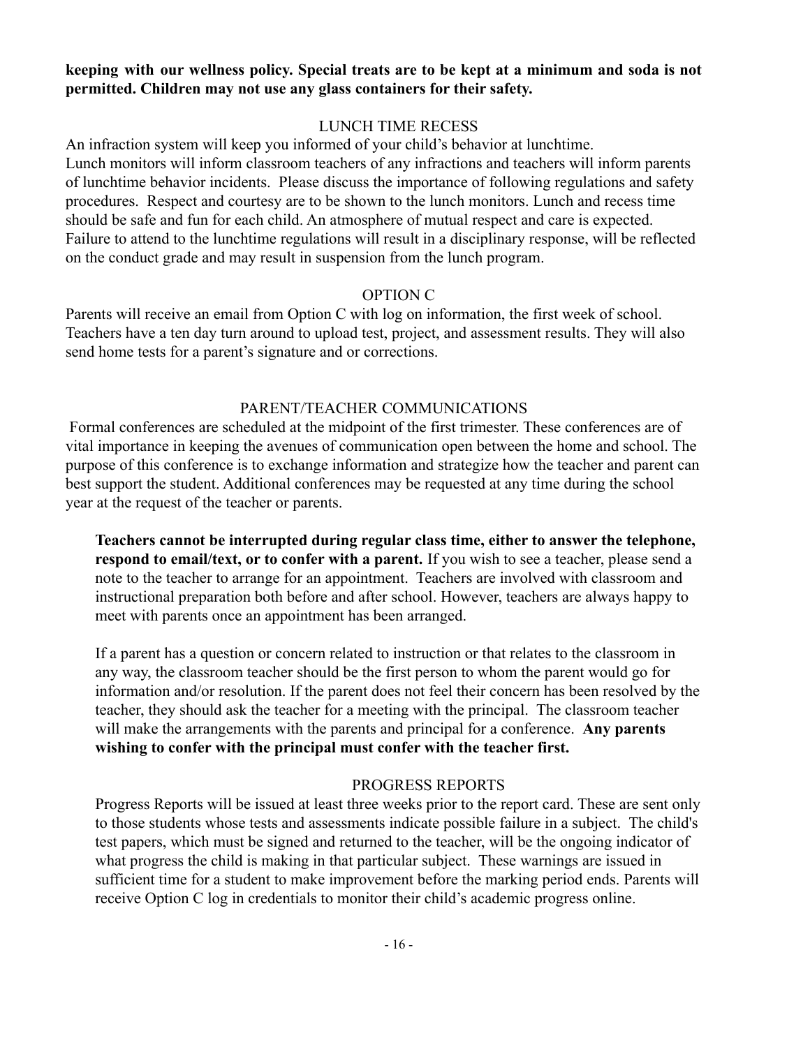**keeping with our wellness policy. Special treats are to be kept at a minimum and soda is not permitted. Children may not use any glass containers for their safety.**

## LUNCH TIME RECESS

An infraction system will keep you informed of your child's behavior at lunchtime.
Lunch monitors will inform classroom teachers of any infractions and teachers will inform parents of lunchtime behavior incidents. Please discuss the importance of following regulations and safety procedures. Respect and courtesy are to be shown to the lunch monitors. Lunch and recess time should be safe and fun for each child. An atmosphere of mutual respect and care is expected. Failure to attend to the lunchtime regulations will result in a disciplinary response, will be reflected on the conduct grade and may result in suspension from the lunch program.

## OPTION C

Parents will receive an email from Option C with log on information, the first week of school. Teachers have a ten day turn around to upload test, project, and assessment results. They will also send home tests for a parent's signature and or corrections.

## PARENT/TEACHER COMMUNICATIONS

Formal conferences are scheduled at the midpoint of the first trimester. These conferences are of vital importance in keeping the avenues of communication open between the home and school. The purpose of this conference is to exchange information and strategize how the teacher and parent can best support the student. Additional conferences may be requested at any time during the school year at the request of the teacher or parents.

**Teachers cannot be interrupted during regular class time, either to answer the telephone, respond to email/text, or to confer with a parent.** If you wish to see a teacher, please send a note to the teacher to arrange for an appointment. Teachers are involved with classroom and instructional preparation both before and after school. However, teachers are always happy to meet with parents once an appointment has been arranged.

If a parent has a question or concern related to instruction or that relates to the classroom in any way, the classroom teacher should be the first person to whom the parent would go for information and/or resolution. If the parent does not feel their concern has been resolved by the teacher, they should ask the teacher for a meeting with the principal. The classroom teacher will make the arrangements with the parents and principal for a conference. **Any parents wishing to confer with the principal must confer with the teacher first.**

## PROGRESS REPORTS

Progress Reports will be issued at least three weeks prior to the report card. These are sent only to those students whose tests and assessments indicate possible failure in a subject. The child's test papers, which must be signed and returned to the teacher, will be the ongoing indicator of what progress the child is making in that particular subject. These warnings are issued in sufficient time for a student to make improvement before the marking period ends. Parents will receive Option C log in credentials to monitor their child's academic progress online.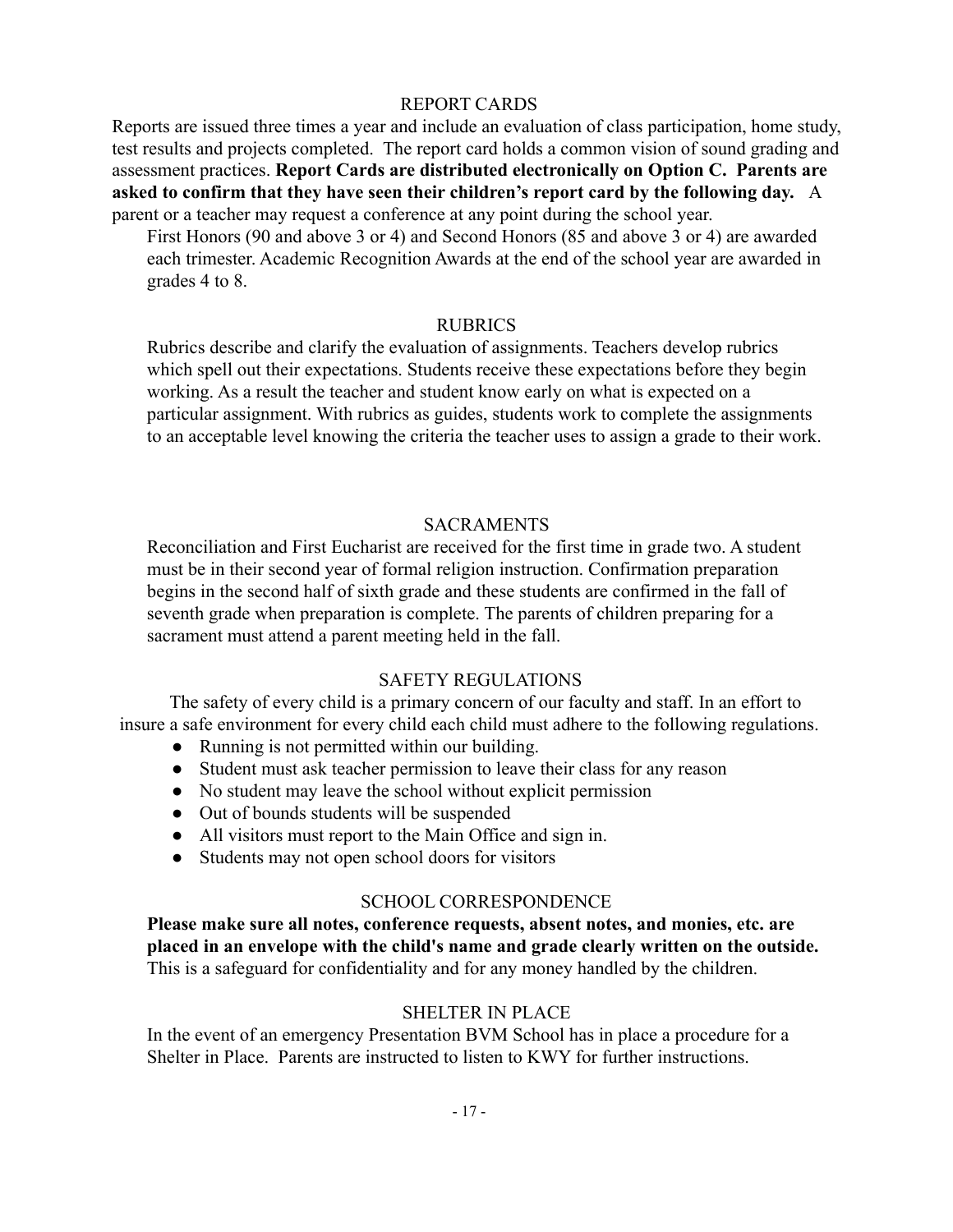## REPORT CARDS

Reports are issued three times a year and include an evaluation of class participation, home study, test results and projects completed. The report card holds a common vision of sound grading and assessment practices. **Report Cards are distributed electronically on Option C. Parents are asked to confirm that they have seen their children's report card by the following day.** A parent or a teacher may request a conference at any point during the school year.

First Honors (90 and above 3 or 4) and Second Honors (85 and above 3 or 4) are awarded each trimester. Academic Recognition Awards at the end of the school year are awarded in grades 4 to 8.

## RUBRICS

Rubrics describe and clarify the evaluation of assignments. Teachers develop rubrics which spell out their expectations. Students receive these expectations before they begin working. As a result the teacher and student know early on what is expected on a particular assignment. With rubrics as guides, students work to complete the assignments to an acceptable level knowing the criteria the teacher uses to assign a grade to their work.

## SACRAMENTS

Reconciliation and First Eucharist are received for the first time in grade two. A student must be in their second year of formal religion instruction. Confirmation preparation begins in the second half of sixth grade and these students are confirmed in the fall of seventh grade when preparation is complete. The parents of children preparing for a sacrament must attend a parent meeting held in the fall.

## SAFETY REGULATIONS

The safety of every child is a primary concern of our faculty and staff. In an effort to insure a safe environment for every child each child must adhere to the following regulations.

- Running is not permitted within our building.
- Student must ask teacher permission to leave their class for any reason
- No student may leave the school without explicit permission
- Out of bounds students will be suspended
- All visitors must report to the Main Office and sign in.
- Students may not open school doors for visitors

## SCHOOL CORRESPONDENCE

**Please make sure all notes, conference requests, absent notes, and monies, etc. are placed in an envelope with the child's name and grade clearly written on the outside.** This is a safeguard for confidentiality and for any money handled by the children.

## SHELTER IN PLACE

In the event of an emergency Presentation BVM School has in place a procedure for a Shelter in Place. Parents are instructed to listen to KWY for further instructions.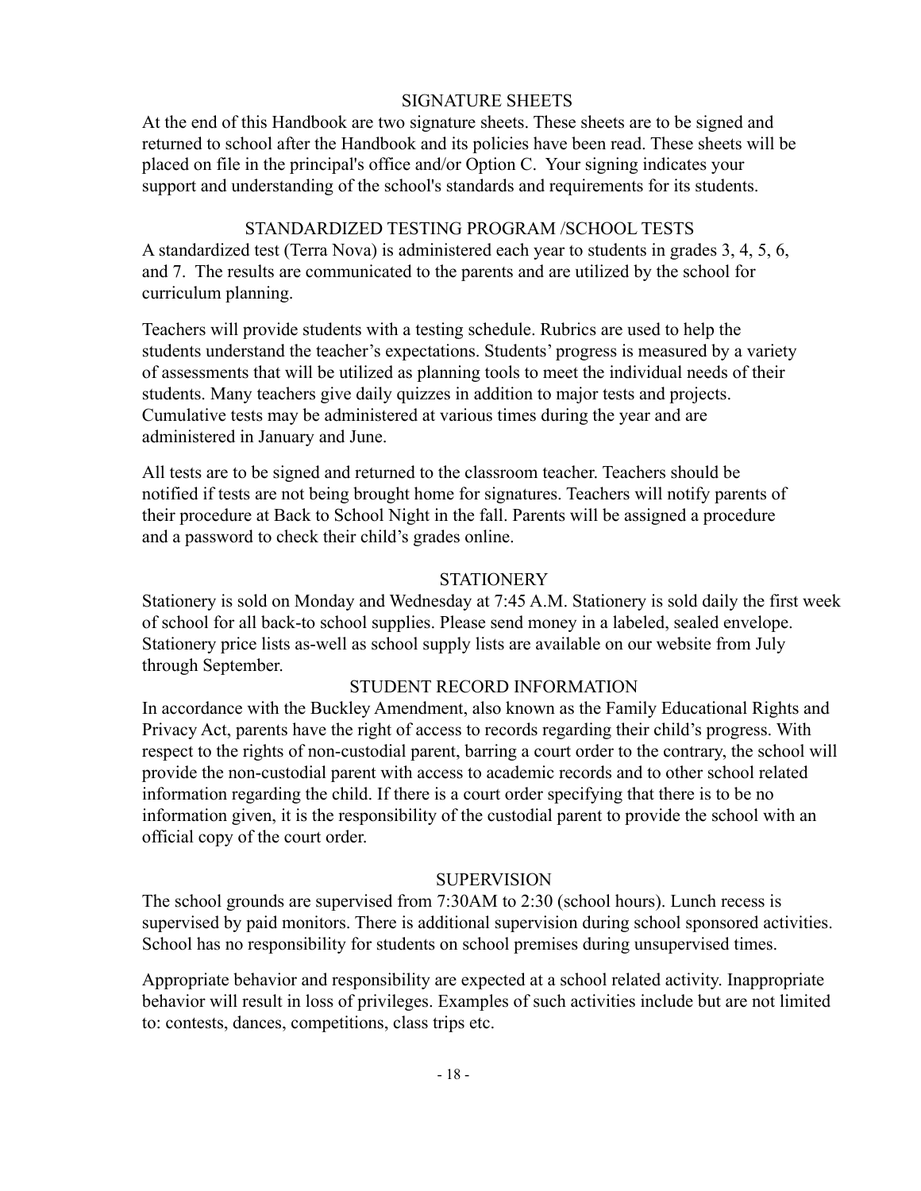## SIGNATURE SHEETS

At the end of this Handbook are two signature sheets. These sheets are to be signed and returned to school after the Handbook and its policies have been read. These sheets will be placed on file in the principal's office and/or Option C. Your signing indicates your support and understanding of the school's standards and requirements for its students.

## STANDARDIZED TESTING PROGRAM /SCHOOL TESTS

A standardized test (Terra Nova) is administered each year to students in grades 3, 4, 5, 6, and 7. The results are communicated to the parents and are utilized by the school for curriculum planning.

Teachers will provide students with a testing schedule. Rubrics are used to help the students understand the teacher's expectations. Students' progress is measured by a variety of assessments that will be utilized as planning tools to meet the individual needs of their students. Many teachers give daily quizzes in addition to major tests and projects. Cumulative tests may be administered at various times during the year and are administered in January and June.

All tests are to be signed and returned to the classroom teacher. Teachers should be notified if tests are not being brought home for signatures. Teachers will notify parents of their procedure at Back to School Night in the fall. Parents will be assigned a procedure and a password to check their child's grades online.

## STATIONERY

Stationery is sold on Monday and Wednesday at 7:45 A.M. Stationery is sold daily the first week of school for all back-to school supplies. Please send money in a labeled, sealed envelope. Stationery price lists as-well as school supply lists are available on our website from July through September.

## STUDENT RECORD INFORMATION

In accordance with the Buckley Amendment, also known as the Family Educational Rights and Privacy Act, parents have the right of access to records regarding their child's progress. With respect to the rights of non-custodial parent, barring a court order to the contrary, the school will provide the non-custodial parent with access to academic records and to other school related information regarding the child. If there is a court order specifying that there is to be no information given, it is the responsibility of the custodial parent to provide the school with an official copy of the court order.

## SUPERVISION

The school grounds are supervised from 7:30AM to 2:30 (school hours). Lunch recess is supervised by paid monitors. There is additional supervision during school sponsored activities. School has no responsibility for students on school premises during unsupervised times.

Appropriate behavior and responsibility are expected at a school related activity. Inappropriate behavior will result in loss of privileges. Examples of such activities include but are not limited to: contests, dances, competitions, class trips etc.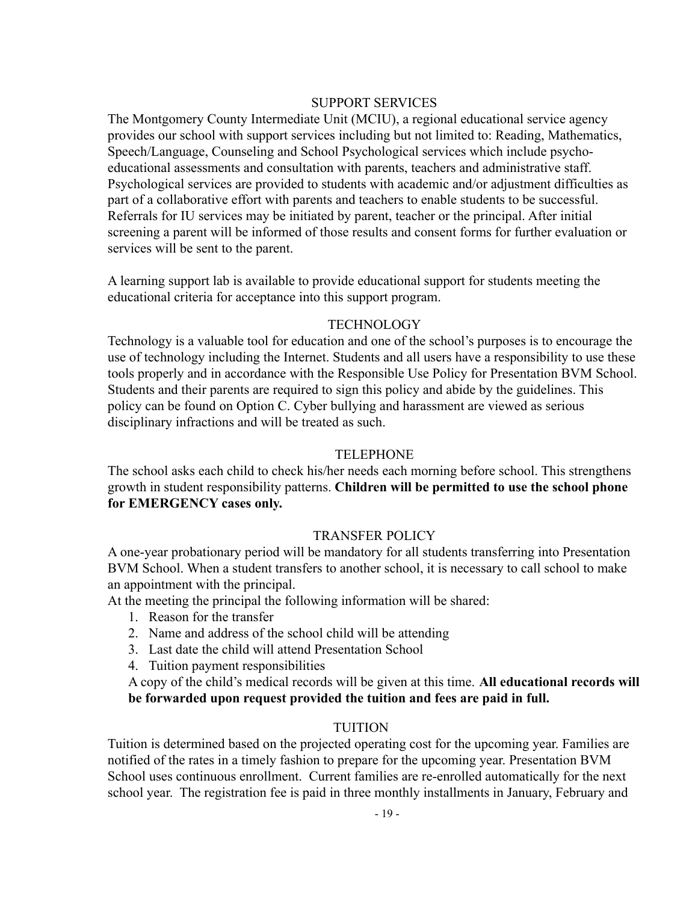## SUPPORT SERVICES

The Montgomery County Intermediate Unit (MCIU), a regional educational service agency provides our school with support services including but not limited to: Reading, Mathematics, Speech/Language, Counseling and School Psychological services which include psycho-educational assessments and consultation with parents, teachers and administrative staff. Psychological services are provided to students with academic and/or adjustment difficulties as part of a collaborative effort with parents and teachers to enable students to be successful. Referrals for IU services may be initiated by parent, teacher or the principal. After initial screening a parent will be informed of those results and consent forms for further evaluation or services will be sent to the parent.

A learning support lab is available to provide educational support for students meeting the educational criteria for acceptance into this support program.

## TECHNOLOGY

Technology is a valuable tool for education and one of the school's purposes is to encourage the use of technology including the Internet. Students and all users have a responsibility to use these tools properly and in accordance with the Responsible Use Policy for Presentation BVM School. Students and their parents are required to sign this policy and abide by the guidelines. This policy can be found on Option C. Cyber bullying and harassment are viewed as serious disciplinary infractions and will be treated as such.

## TELEPHONE

The school asks each child to check his/her needs each morning before school. This strengthens growth in student responsibility patterns. **Children will be permitted to use the school phone for EMERGENCY cases only.**

## TRANSFER POLICY

A one-year probationary period will be mandatory for all students transferring into Presentation BVM School. When a student transfers to another school, it is necessary to call school to make an appointment with the principal.

At the meeting the principal the following information will be shared:

1. Reason for the transfer
2. Name and address of the school child will be attending
3. Last date the child will attend Presentation School
4. Tuition payment responsibilities

A copy of the child's medical records will be given at this time. **All educational records will be forwarded upon request provided the tuition and fees are paid in full.**

## TUITION

Tuition is determined based on the projected operating cost for the upcoming year. Families are notified of the rates in a timely fashion to prepare for the upcoming year. Presentation BVM School uses continuous enrollment. Current families are re-enrolled automatically for the next school year. The registration fee is paid in three monthly installments in January, February and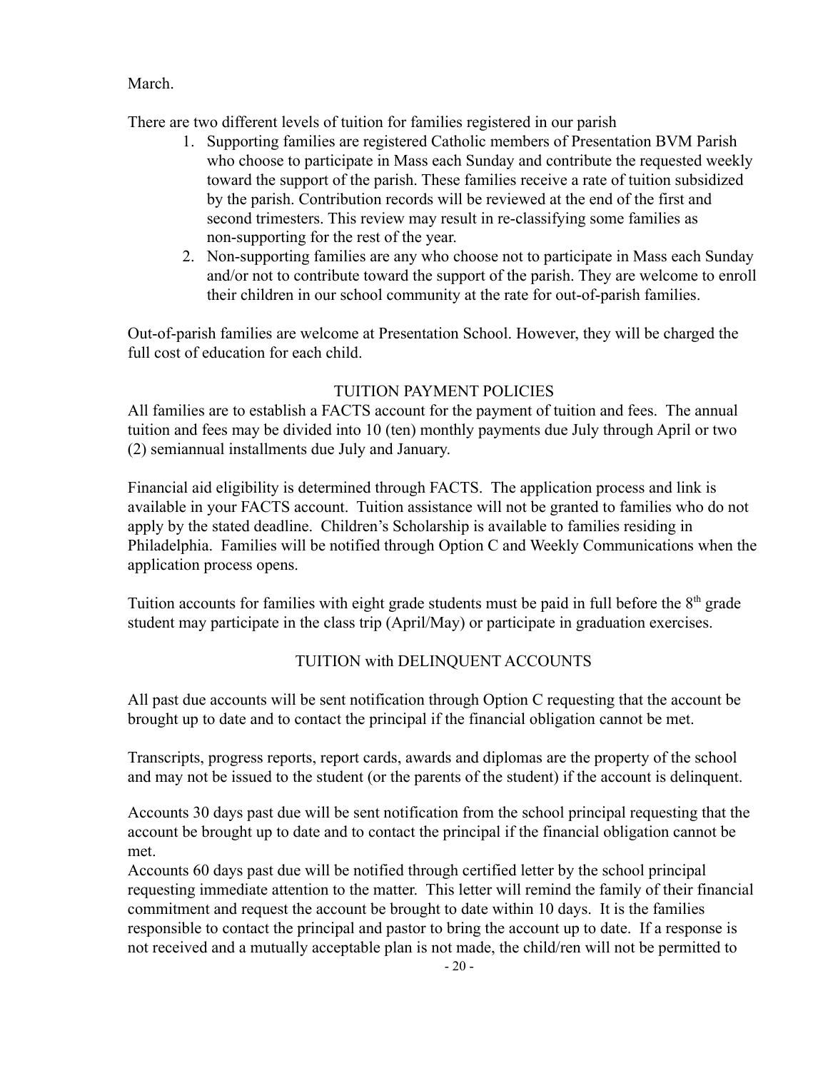March.

There are two different levels of tuition for families registered in our parish

1. Supporting families are registered Catholic members of Presentation BVM Parish who choose to participate in Mass each Sunday and contribute the requested weekly toward the support of the parish. These families receive a rate of tuition subsidized by the parish. Contribution records will be reviewed at the end of the first and second trimesters. This review may result in re-classifying some families as non-supporting for the rest of the year.
2. Non-supporting families are any who choose not to participate in Mass each Sunday and/or not to contribute toward the support of the parish. They are welcome to enroll their children in our school community at the rate for out-of-parish families.

Out-of-parish families are welcome at Presentation School. However, they will be charged the full cost of education for each child.

## TUITION PAYMENT POLICIES

All families are to establish a FACTS account for the payment of tuition and fees. The annual tuition and fees may be divided into 10 (ten) monthly payments due July through April or two (2) semiannual installments due July and January.

Financial aid eligibility is determined through FACTS. The application process and link is available in your FACTS account. Tuition assistance will not be granted to families who do not apply by the stated deadline. Children's Scholarship is available to families residing in Philadelphia. Families will be notified through Option C and Weekly Communications when the application process opens.

Tuition accounts for families with eight grade students must be paid in full before the 8th grade student may participate in the class trip (April/May) or participate in graduation exercises.

## TUITION with DELINQUENT ACCOUNTS

All past due accounts will be sent notification through Option C requesting that the account be brought up to date and to contact the principal if the financial obligation cannot be met.

Transcripts, progress reports, report cards, awards and diplomas are the property of the school and may not be issued to the student (or the parents of the student) if the account is delinquent.

Accounts 30 days past due will be sent notification from the school principal requesting that the account be brought up to date and to contact the principal if the financial obligation cannot be met.

Accounts 60 days past due will be notified through certified letter by the school principal requesting immediate attention to the matter. This letter will remind the family of their financial commitment and request the account be brought to date within 10 days. It is the families responsible to contact the principal and pastor to bring the account up to date. If a response is not received and a mutually acceptable plan is not made, the child/ren will not be permitted to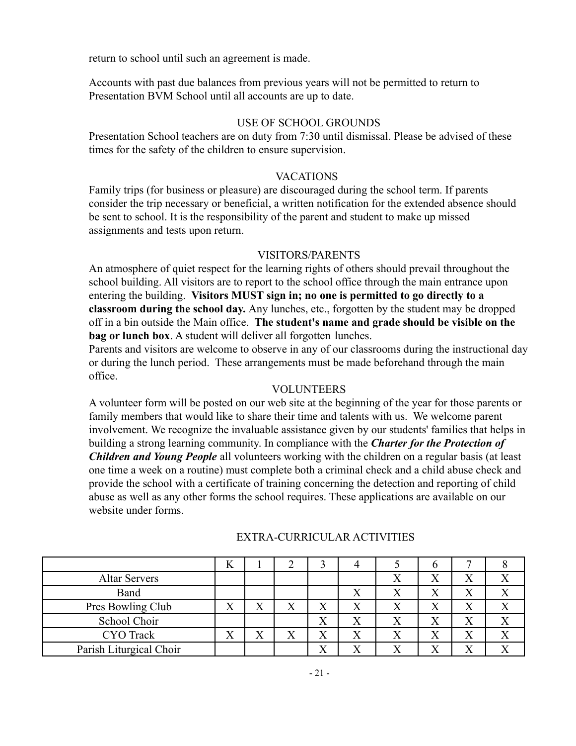return to school until such an agreement is made.

Accounts with past due balances from previous years will not be permitted to return to Presentation BVM School until all accounts are up to date.

## USE OF SCHOOL GROUNDS

Presentation School teachers are on duty from 7:30 until dismissal. Please be advised of these times for the safety of the children to ensure supervision.

## VACATIONS

Family trips (for business or pleasure) are discouraged during the school term. If parents consider the trip necessary or beneficial, a written notification for the extended absence should be sent to school. It is the responsibility of the parent and student to make up missed assignments and tests upon return.

## VISITORS/PARENTS

An atmosphere of quiet respect for the learning rights of others should prevail throughout the school building. All visitors are to report to the school office through the main entrance upon entering the building. **Visitors MUST sign in; no one is permitted to go directly to a classroom during the school day.** Any lunches, etc., forgotten by the student may be dropped off in a bin outside the Main office. **The student's name and grade should be visible on the bag or lunch box**. A student will deliver all forgotten lunches.

Parents and visitors are welcome to observe in any of our classrooms during the instructional day or during the lunch period. These arrangements must be made beforehand through the main office.

## VOLUNTEERS

A volunteer form will be posted on our web site at the beginning of the year for those parents or family members that would like to share their time and talents with us. We welcome parent involvement. We recognize the invaluable assistance given by our students' families that helps in building a strong learning community. In compliance with the ***Charter for the Protection of Children and Young People*** all volunteers working with the children on a regular basis (at least one time a week on a routine) must complete both a criminal check and a child abuse check and provide the school with a certificate of training concerning the detection and reporting of child abuse as well as any other forms the school requires. These applications are available on our website under forms.

## EXTRA-CURRICULAR ACTIVITIES

| | K | 1 | 2 | 3 | 4 | 5 | 6 | 7 | 8 |
|---|---|---|---|---|---|---|---|---|---|
| Altar Servers | | | | | | X | X | X | X |
| Band | | | | | X | X | X | X | X |
| Pres Bowling Club | X | X | X | X | X | X | X | X | X |
| School Choir | | | | X | X | X | X | X | X |
| CYO Track | X | X | X | X | X | X | X | X | X |
| Parish Liturgical Choir | | | | X | X | X | X | X | X |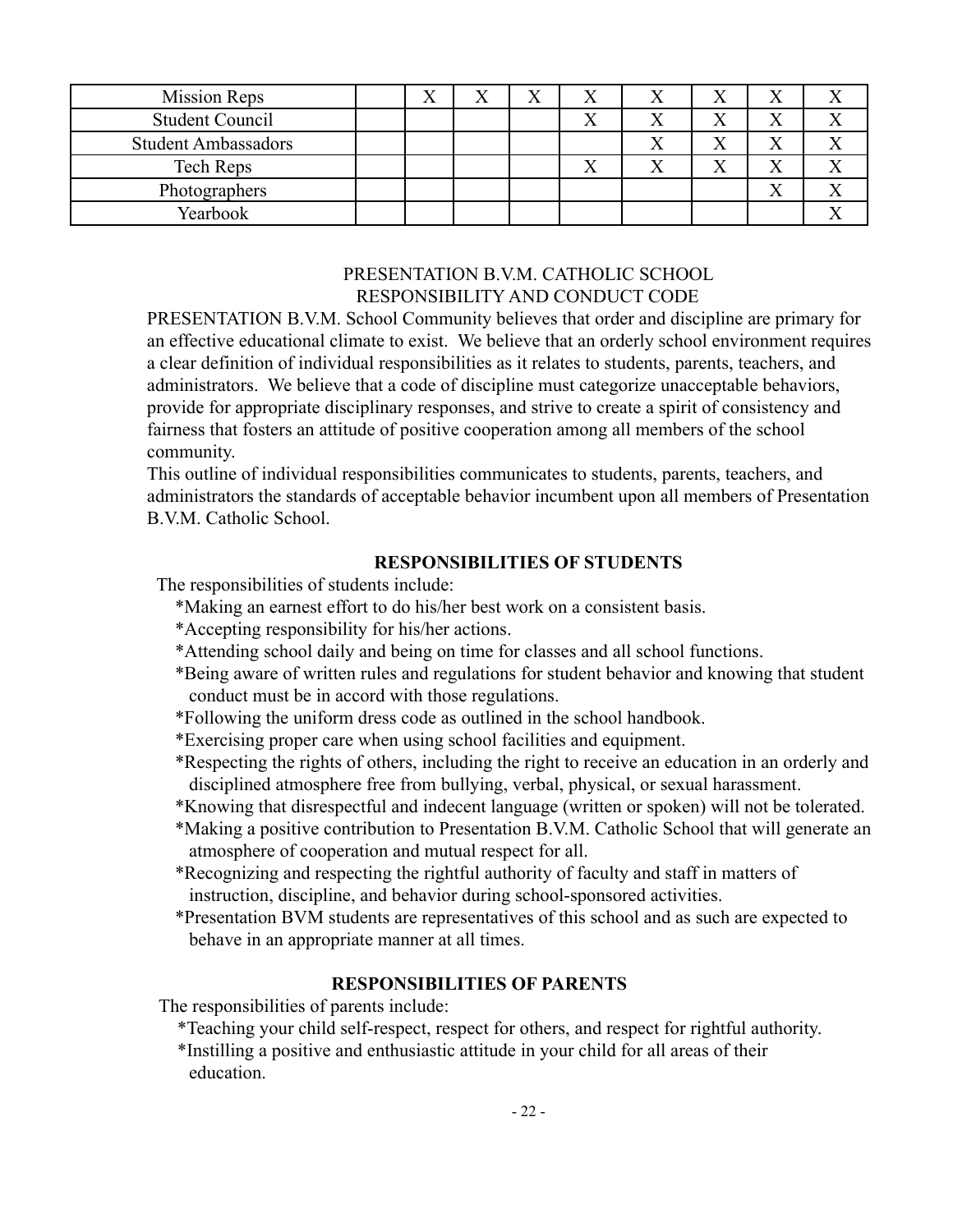| | | | | | | | | | |
|---|---|---|---|---|---|---|---|---|---|
| Mission Reps | | X | X | X | X | X | X | X | X |
| Student Council | | | | | X | X | X | X | X |
| Student Ambassadors | | | | | | X | X | X | X |
| Tech Reps | | | | | X | X | X | X | X |
| Photographers | | | | | | | | X | X |
| Yearbook | | | | | | | | | X |

PRESENTATION B.V.M. CATHOLIC SCHOOL
RESPONSIBILITY AND CONDUCT CODE

PRESENTATION B.V.M. School Community believes that order and discipline are primary for an effective educational climate to exist. We believe that an orderly school environment requires a clear definition of individual responsibilities as it relates to students, parents, teachers, and administrators. We believe that a code of discipline must categorize unacceptable behaviors, provide for appropriate disciplinary responses, and strive to create a spirit of consistency and fairness that fosters an attitude of positive cooperation among all members of the school community.

This outline of individual responsibilities communicates to students, parents, teachers, and administrators the standards of acceptable behavior incumbent upon all members of Presentation B.V.M. Catholic School.

**RESPONSIBILITIES OF STUDENTS**

The responsibilities of students include:

*Making an earnest effort to do his/her best work on a consistent basis.

*Accepting responsibility for his/her actions.

*Attending school daily and being on time for classes and all school functions.

*Being aware of written rules and regulations for student behavior and knowing that student conduct must be in accord with those regulations.

*Following the uniform dress code as outlined in the school handbook.

*Exercising proper care when using school facilities and equipment.

*Respecting the rights of others, including the right to receive an education in an orderly and disciplined atmosphere free from bullying, verbal, physical, or sexual harassment.

*Knowing that disrespectful and indecent language (written or spoken) will not be tolerated.

*Making a positive contribution to Presentation B.V.M. Catholic School that will generate an atmosphere of cooperation and mutual respect for all.

*Recognizing and respecting the rightful authority of faculty and staff in matters of instruction, discipline, and behavior during school-sponsored activities.

*Presentation BVM students are representatives of this school and as such are expected to behave in an appropriate manner at all times.

**RESPONSIBILITIES OF PARENTS**

The responsibilities of parents include:

*Teaching your child self-respect, respect for others, and respect for rightful authority.

*Instilling a positive and enthusiastic attitude in your child for all areas of their education.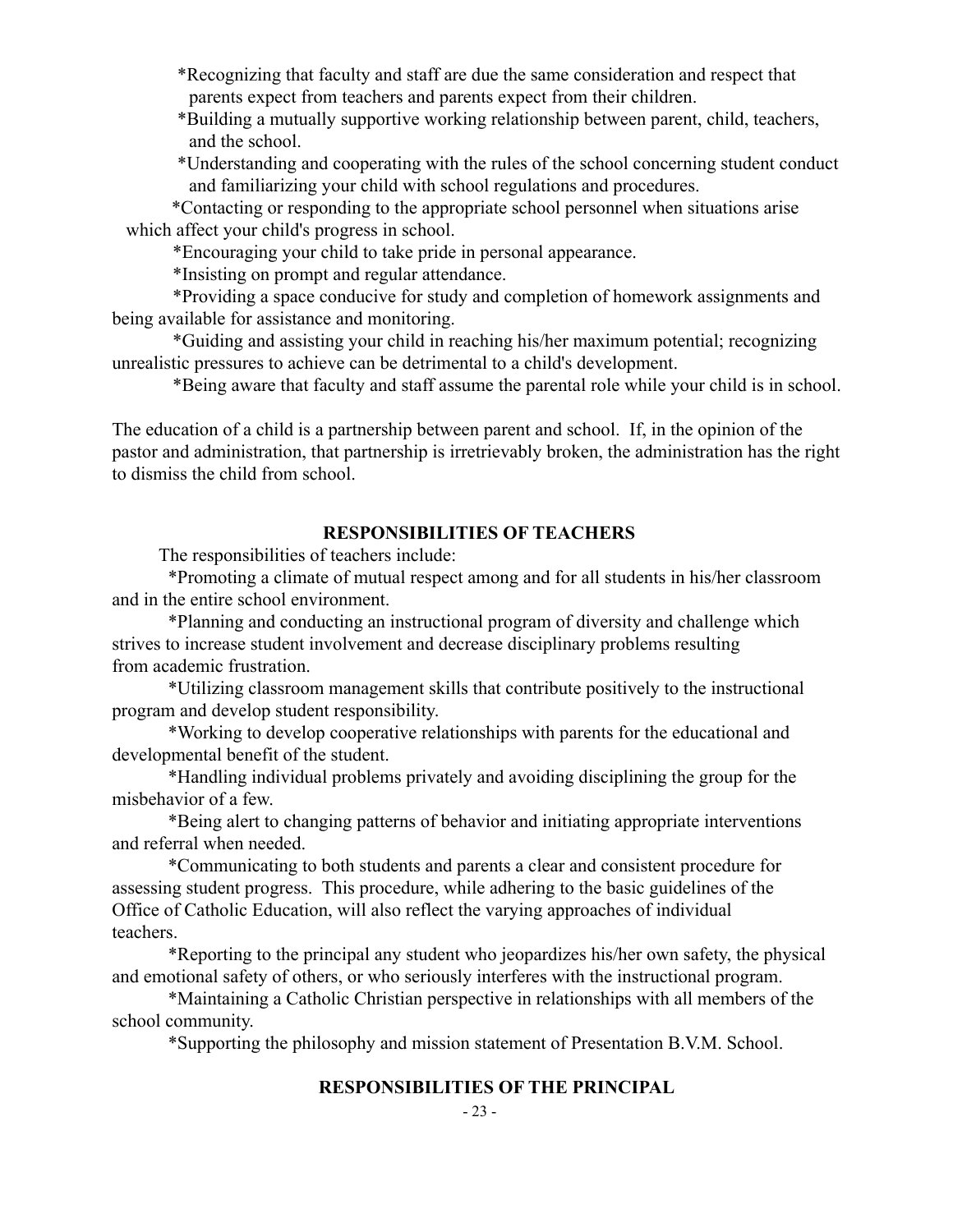*Recognizing that faculty and staff are due the same consideration and respect that parents expect from teachers and parents expect from their children.

*Building a mutually supportive working relationship between parent, child, teachers, and the school.

*Understanding and cooperating with the rules of the school concerning student conduct and familiarizing your child with school regulations and procedures.

*Contacting or responding to the appropriate school personnel when situations arise which affect your child's progress in school.

*Encouraging your child to take pride in personal appearance.

*Insisting on prompt and regular attendance.

*Providing a space conducive for study and completion of homework assignments and being available for assistance and monitoring.

*Guiding and assisting your child in reaching his/her maximum potential; recognizing unrealistic pressures to achieve can be detrimental to a child's development.

*Being aware that faculty and staff assume the parental role while your child is in school.

The education of a child is a partnership between parent and school. If, in the opinion of the pastor and administration, that partnership is irretrievably broken, the administration has the right to dismiss the child from school.

## RESPONSIBILITIES OF TEACHERS

The responsibilities of teachers include:

*Promoting a climate of mutual respect among and for all students in his/her classroom and in the entire school environment.

*Planning and conducting an instructional program of diversity and challenge which strives to increase student involvement and decrease disciplinary problems resulting from academic frustration.

*Utilizing classroom management skills that contribute positively to the instructional program and develop student responsibility.

*Working to develop cooperative relationships with parents for the educational and developmental benefit of the student.

*Handling individual problems privately and avoiding disciplining the group for the misbehavior of a few.

*Being alert to changing patterns of behavior and initiating appropriate interventions and referral when needed.

*Communicating to both students and parents a clear and consistent procedure for assessing student progress. This procedure, while adhering to the basic guidelines of the Office of Catholic Education, will also reflect the varying approaches of individual teachers.

*Reporting to the principal any student who jeopardizes his/her own safety, the physical and emotional safety of others, or who seriously interferes with the instructional program.

*Maintaining a Catholic Christian perspective in relationships with all members of the school community.

*Supporting the philosophy and mission statement of Presentation B.V.M. School.

## RESPONSIBILITIES OF THE PRINCIPAL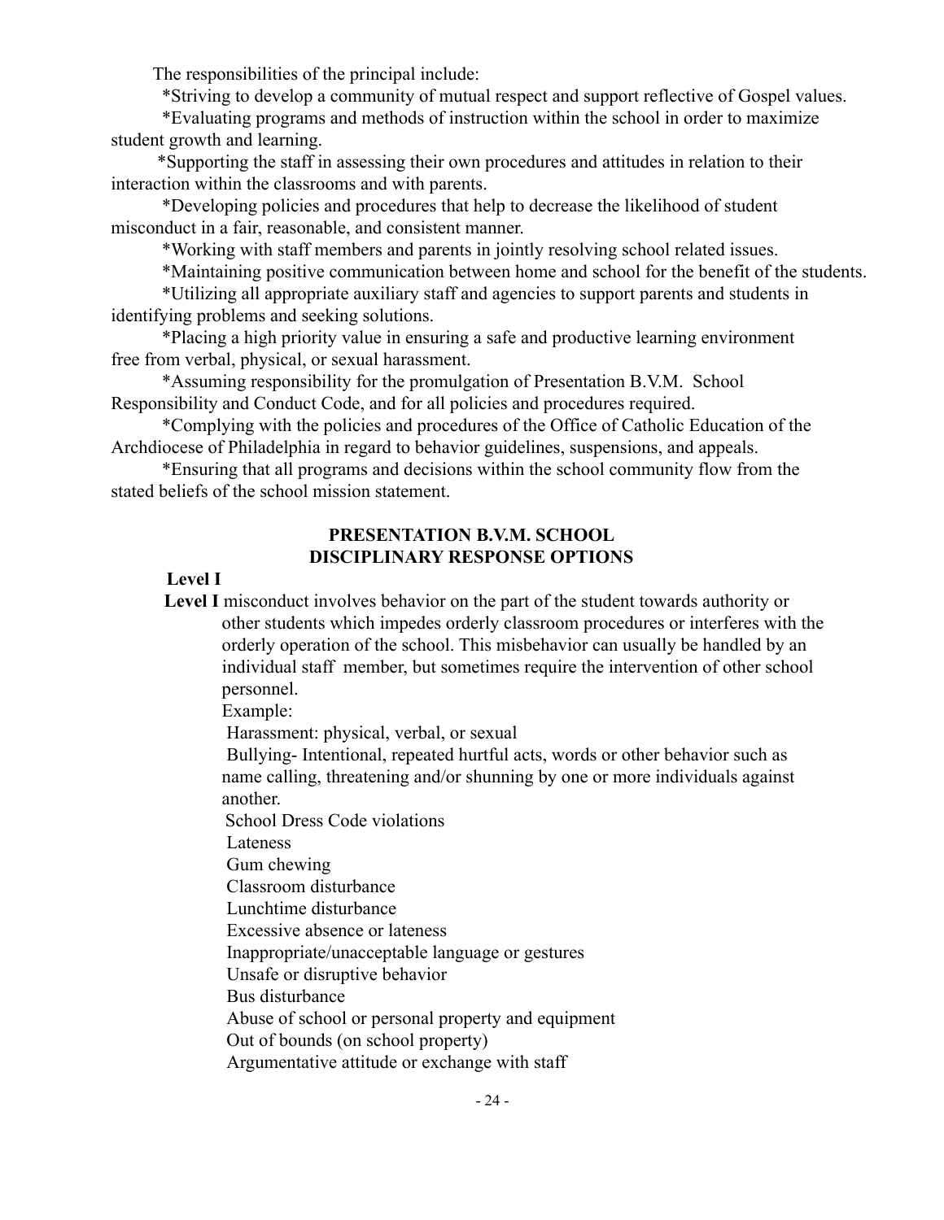The responsibilities of the principal include:

*Striving to develop a community of mutual respect and support reflective of Gospel values.

*Evaluating programs and methods of instruction within the school in order to maximize student growth and learning.

*Supporting the staff in assessing their own procedures and attitudes in relation to their interaction within the classrooms and with parents.

*Developing policies and procedures that help to decrease the likelihood of student misconduct in a fair, reasonable, and consistent manner.

*Working with staff members and parents in jointly resolving school related issues.

*Maintaining positive communication between home and school for the benefit of the students.

*Utilizing all appropriate auxiliary staff and agencies to support parents and students in identifying problems and seeking solutions.

*Placing a high priority value in ensuring a safe and productive learning environment free from verbal, physical, or sexual harassment.

*Assuming responsibility for the promulgation of Presentation B.V.M. School Responsibility and Conduct Code, and for all policies and procedures required.

*Complying with the policies and procedures of the Office of Catholic Education of the Archdiocese of Philadelphia in regard to behavior guidelines, suspensions, and appeals.

*Ensuring that all programs and decisions within the school community flow from the stated beliefs of the school mission statement.

## PRESENTATION B.V.M. SCHOOL
## DISCIPLINARY RESPONSE OPTIONS

**Level I**

**Level I** misconduct involves behavior on the part of the student towards authority or other students which impedes orderly classroom procedures or interferes with the orderly operation of the school. This misbehavior can usually be handled by an individual staff member, but sometimes require the intervention of other school personnel.

Example:

Harassment: physical, verbal, or sexual

Bullying- Intentional, repeated hurtful acts, words or other behavior such as name calling, threatening and/or shunning by one or more individuals against another.

School Dress Code violations

Lateness

Gum chewing

Classroom disturbance

Lunchtime disturbance

Excessive absence or lateness

Inappropriate/unacceptable language or gestures

Unsafe or disruptive behavior

Bus disturbance

Abuse of school or personal property and equipment

Out of bounds (on school property)

Argumentative attitude or exchange with staff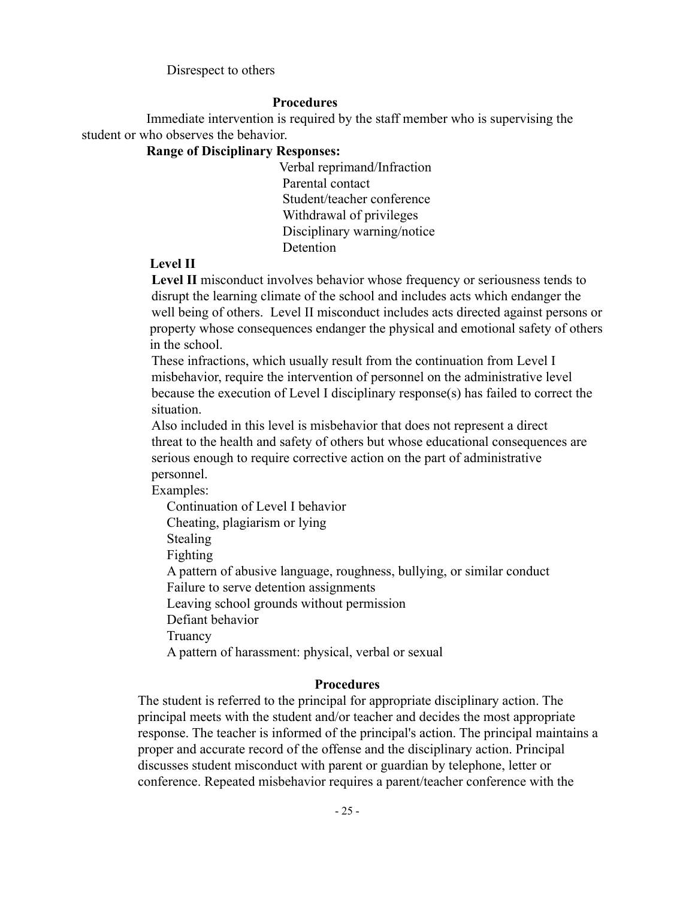Disrespect to others

**Procedures**

Immediate intervention is required by the staff member who is supervising the student or who observes the behavior.

**Range of Disciplinary Responses:**

- Verbal reprimand/Infraction
- Parental contact
- Student/teacher conference
- Withdrawal of privileges
- Disciplinary warning/notice
- Detention

### Level II

**Level II** misconduct involves behavior whose frequency or seriousness tends to disrupt the learning climate of the school and includes acts which endanger the well being of others. Level II misconduct includes acts directed against persons or property whose consequences endanger the physical and emotional safety of others in the school.

These infractions, which usually result from the continuation from Level I misbehavior, require the intervention of personnel on the administrative level because the execution of Level I disciplinary response(s) has failed to correct the situation.

Also included in this level is misbehavior that does not represent a direct threat to the health and safety of others but whose educational consequences are serious enough to require corrective action on the part of administrative personnel.

Examples:

- Continuation of Level I behavior
- Cheating, plagiarism or lying
- Stealing
- Fighting
- A pattern of abusive language, roughness, bullying, or similar conduct
- Failure to serve detention assignments
- Leaving school grounds without permission
- Defiant behavior
- Truancy
- A pattern of harassment: physical, verbal or sexual

**Procedures**

The student is referred to the principal for appropriate disciplinary action. The principal meets with the student and/or teacher and decides the most appropriate response. The teacher is informed of the principal's action. The principal maintains a proper and accurate record of the offense and the disciplinary action. Principal discusses student misconduct with parent or guardian by telephone, letter or conference. Repeated misbehavior requires a parent/teacher conference with the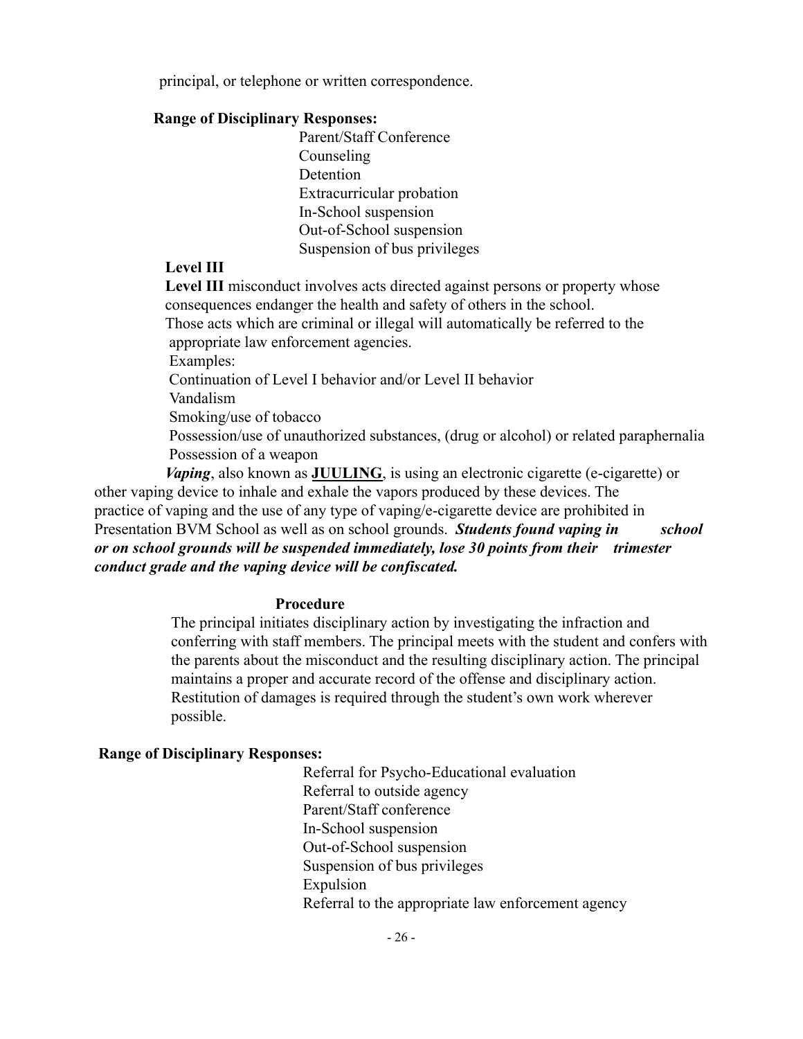principal, or telephone or written correspondence.

**Range of Disciplinary Responses:**

- Parent/Staff Conference
- Counseling
- Detention
- Extracurricular probation
- In-School suspension
- Out-of-School suspension
- Suspension of bus privileges

**Level III**

**Level III** misconduct involves acts directed against persons or property whose consequences endanger the health and safety of others in the school.
Those acts which are criminal or illegal will automatically be referred to the appropriate law enforcement agencies.

Examples:

- Continuation of Level I behavior and/or Level II behavior
- Vandalism
- Smoking/use of tobacco
- Possession/use of unauthorized substances, (drug or alcohol) or related paraphernalia
- Possession of a weapon

***Vaping***, also known as **JUULING**, is using an electronic cigarette (e-cigarette) or other vaping device to inhale and exhale the vapors produced by these devices. The practice of vaping and the use of any type of vaping/e-cigarette device are prohibited in Presentation BVM School as well as on school grounds. ***Students found vaping in school or on school grounds will be suspended immediately, lose 30 points from their trimester conduct grade and the vaping device will be confiscated.***

**Procedure**

The principal initiates disciplinary action by investigating the infraction and conferring with staff members. The principal meets with the student and confers with the parents about the misconduct and the resulting disciplinary action. The principal maintains a proper and accurate record of the offense and disciplinary action. Restitution of damages is required through the student's own work wherever possible.

**Range of Disciplinary Responses:**

- Referral for Psycho-Educational evaluation
- Referral to outside agency
- Parent/Staff conference
- In-School suspension
- Out-of-School suspension
- Suspension of bus privileges
- Expulsion
- Referral to the appropriate law enforcement agency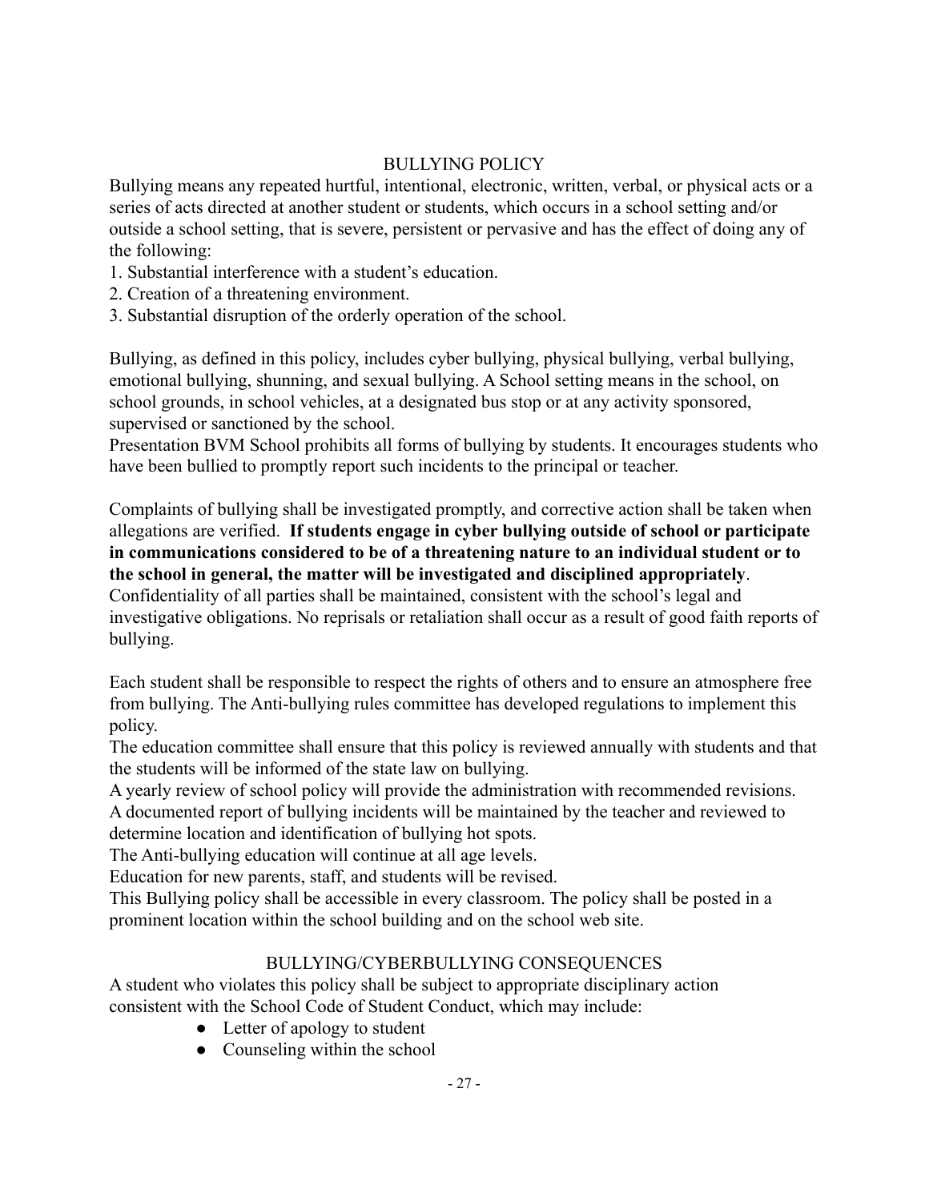## BULLYING POLICY

Bullying means any repeated hurtful, intentional, electronic, written, verbal, or physical acts or a series of acts directed at another student or students, which occurs in a school setting and/or outside a school setting, that is severe, persistent or pervasive and has the effect of doing any of the following:

1. Substantial interference with a student's education.
2. Creation of a threatening environment.
3. Substantial disruption of the orderly operation of the school.

Bullying, as defined in this policy, includes cyber bullying, physical bullying, verbal bullying, emotional bullying, shunning, and sexual bullying. A School setting means in the school, on school grounds, in school vehicles, at a designated bus stop or at any activity sponsored, supervised or sanctioned by the school.

Presentation BVM School prohibits all forms of bullying by students. It encourages students who have been bullied to promptly report such incidents to the principal or teacher.

Complaints of bullying shall be investigated promptly, and corrective action shall be taken when allegations are verified. **If students engage in cyber bullying outside of school or participate in communications considered to be of a threatening nature to an individual student or to the school in general, the matter will be investigated and disciplined appropriately**. Confidentiality of all parties shall be maintained, consistent with the school's legal and investigative obligations. No reprisals or retaliation shall occur as a result of good faith reports of bullying.

Each student shall be responsible to respect the rights of others and to ensure an atmosphere free from bullying. The Anti-bullying rules committee has developed regulations to implement this policy.

The education committee shall ensure that this policy is reviewed annually with students and that the students will be informed of the state law on bullying.

A yearly review of school policy will provide the administration with recommended revisions.

A documented report of bullying incidents will be maintained by the teacher and reviewed to determine location and identification of bullying hot spots.

The Anti-bullying education will continue at all age levels.

Education for new parents, staff, and students will be revised.

This Bullying policy shall be accessible in every classroom. The policy shall be posted in a prominent location within the school building and on the school web site.

## BULLYING/CYBERBULLYING CONSEQUENCES

A student who violates this policy shall be subject to appropriate disciplinary action consistent with the School Code of Student Conduct, which may include:

- Letter of apology to student
- Counseling within the school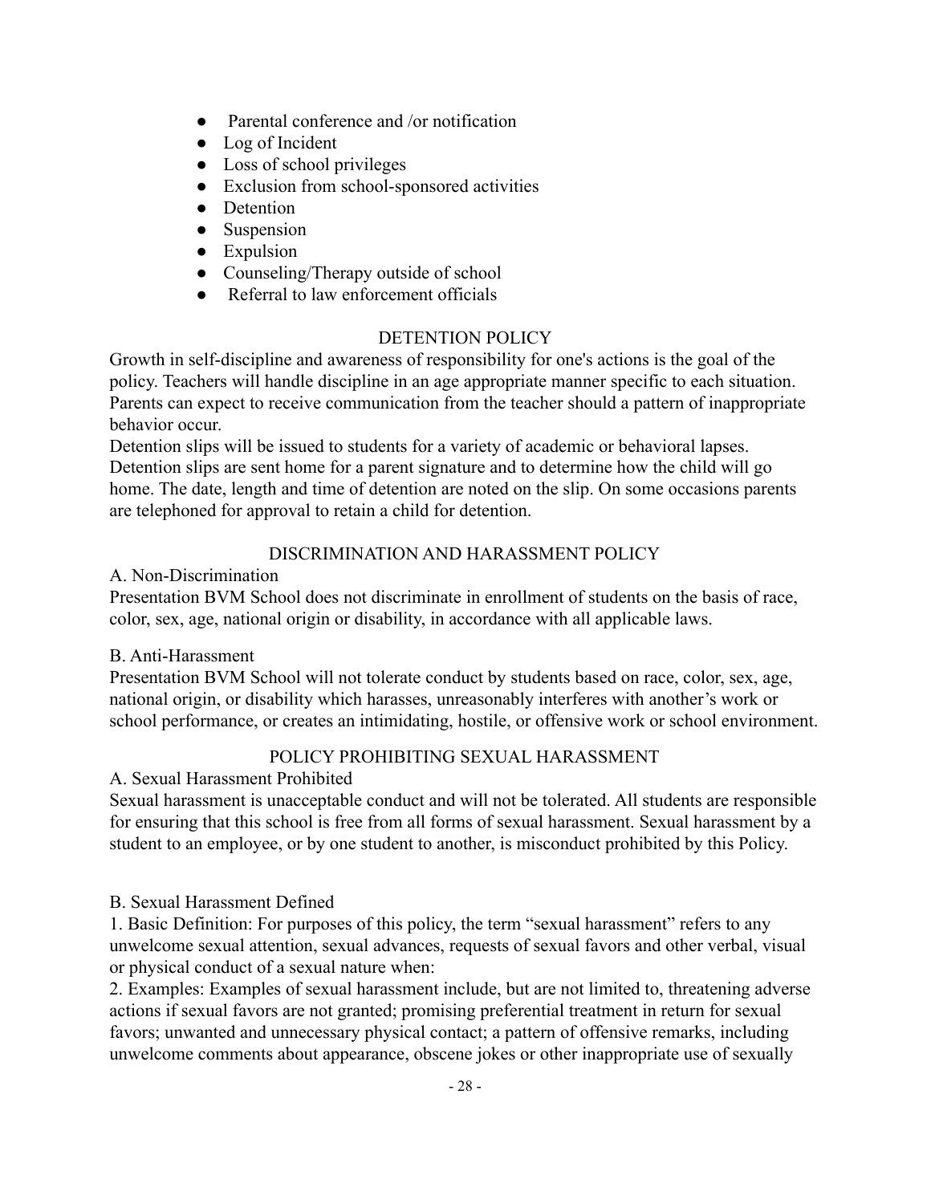- Parental conference and /or notification
- Log of Incident
- Loss of school privileges
- Exclusion from school-sponsored activities
- Detention
- Suspension
- Expulsion
- Counseling/Therapy outside of school
- Referral to law enforcement officials

## DETENTION POLICY

Growth in self-discipline and awareness of responsibility for one's actions is the goal of the policy. Teachers will handle discipline in an age appropriate manner specific to each situation. Parents can expect to receive communication from the teacher should a pattern of inappropriate behavior occur.

Detention slips will be issued to students for a variety of academic or behavioral lapses. Detention slips are sent home for a parent signature and to determine how the child will go home. The date, length and time of detention are noted on the slip. On some occasions parents are telephoned for approval to retain a child for detention.

## DISCRIMINATION AND HARASSMENT POLICY

A. Non-Discrimination

Presentation BVM School does not discriminate in enrollment of students on the basis of race, color, sex, age, national origin or disability, in accordance with all applicable laws.

B. Anti-Harassment

Presentation BVM School will not tolerate conduct by students based on race, color, sex, age, national origin, or disability which harasses, unreasonably interferes with another's work or school performance, or creates an intimidating, hostile, or offensive work or school environment.

## POLICY PROHIBITING SEXUAL HARASSMENT

A. Sexual Harassment Prohibited

Sexual harassment is unacceptable conduct and will not be tolerated. All students are responsible for ensuring that this school is free from all forms of sexual harassment. Sexual harassment by a student to an employee, or by one student to another, is misconduct prohibited by this Policy.

B. Sexual Harassment Defined

1. Basic Definition: For purposes of this policy, the term "sexual harassment" refers to any unwelcome sexual attention, sexual advances, requests of sexual favors and other verbal, visual or physical conduct of a sexual nature when:

2. Examples: Examples of sexual harassment include, but are not limited to, threatening adverse actions if sexual favors are not granted; promising preferential treatment in return for sexual favors; unwanted and unnecessary physical contact; a pattern of offensive remarks, including unwelcome comments about appearance, obscene jokes or other inappropriate use of sexually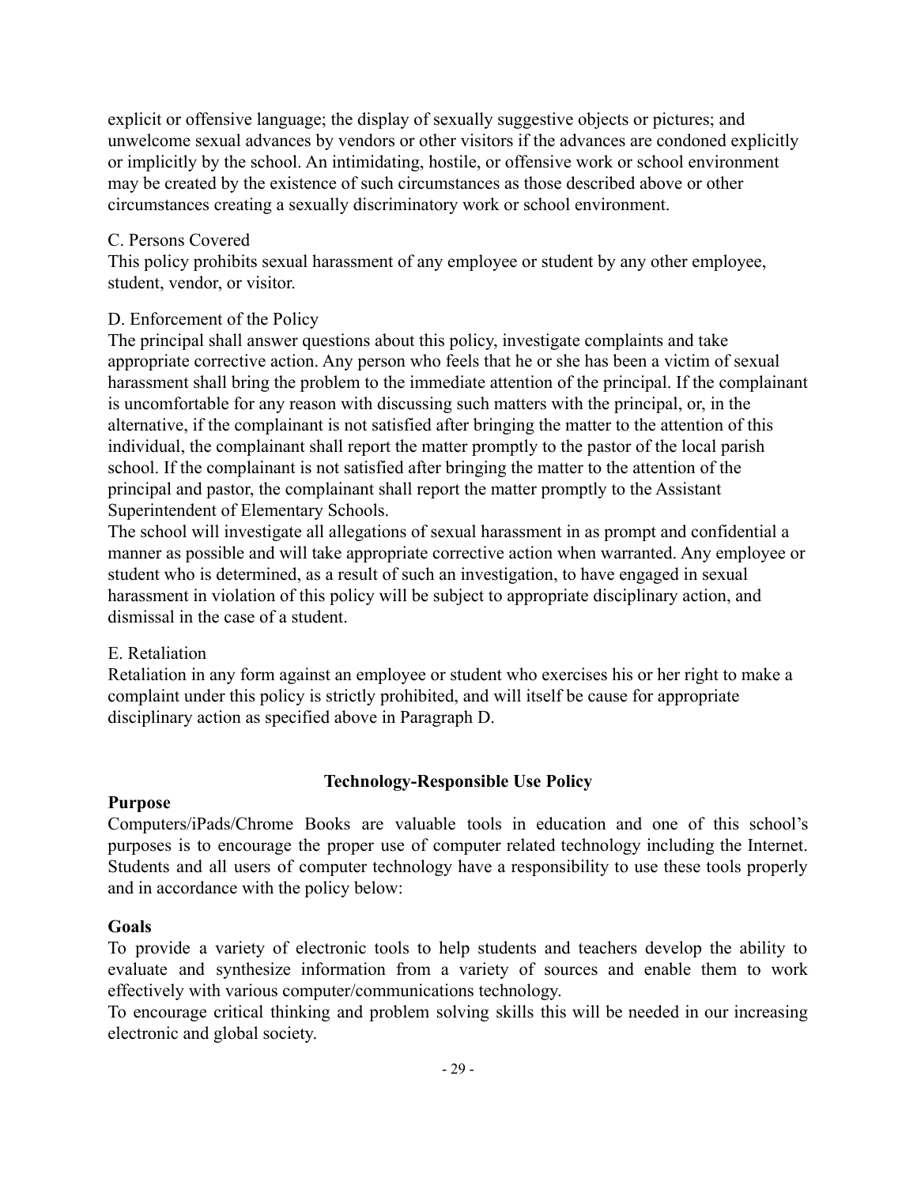explicit or offensive language; the display of sexually suggestive objects or pictures; and unwelcome sexual advances by vendors or other visitors if the advances are condoned explicitly or implicitly by the school. An intimidating, hostile, or offensive work or school environment may be created by the existence of such circumstances as those described above or other circumstances creating a sexually discriminatory work or school environment.

C. Persons Covered
This policy prohibits sexual harassment of any employee or student by any other employee, student, vendor, or visitor.

D. Enforcement of the Policy
The principal shall answer questions about this policy, investigate complaints and take appropriate corrective action. Any person who feels that he or she has been a victim of sexual harassment shall bring the problem to the immediate attention of the principal. If the complainant is uncomfortable for any reason with discussing such matters with the principal, or, in the alternative, if the complainant is not satisfied after bringing the matter to the attention of this individual, the complainant shall report the matter promptly to the pastor of the local parish school. If the complainant is not satisfied after bringing the matter to the attention of the principal and pastor, the complainant shall report the matter promptly to the Assistant Superintendent of Elementary Schools.
The school will investigate all allegations of sexual harassment in as prompt and confidential a manner as possible and will take appropriate corrective action when warranted. Any employee or student who is determined, as a result of such an investigation, to have engaged in sexual harassment in violation of this policy will be subject to appropriate disciplinary action, and dismissal in the case of a student.

E. Retaliation
Retaliation in any form against an employee or student who exercises his or her right to make a complaint under this policy is strictly prohibited, and will itself be cause for appropriate disciplinary action as specified above in Paragraph D.

## Technology-Responsible Use Policy

**Purpose**
Computers/iPads/Chrome Books are valuable tools in education and one of this school's purposes is to encourage the proper use of computer related technology including the Internet. Students and all users of computer technology have a responsibility to use these tools properly and in accordance with the policy below:

**Goals**
To provide a variety of electronic tools to help students and teachers develop the ability to evaluate and synthesize information from a variety of sources and enable them to work effectively with various computer/communications technology.
To encourage critical thinking and problem solving skills this will be needed in our increasing electronic and global society.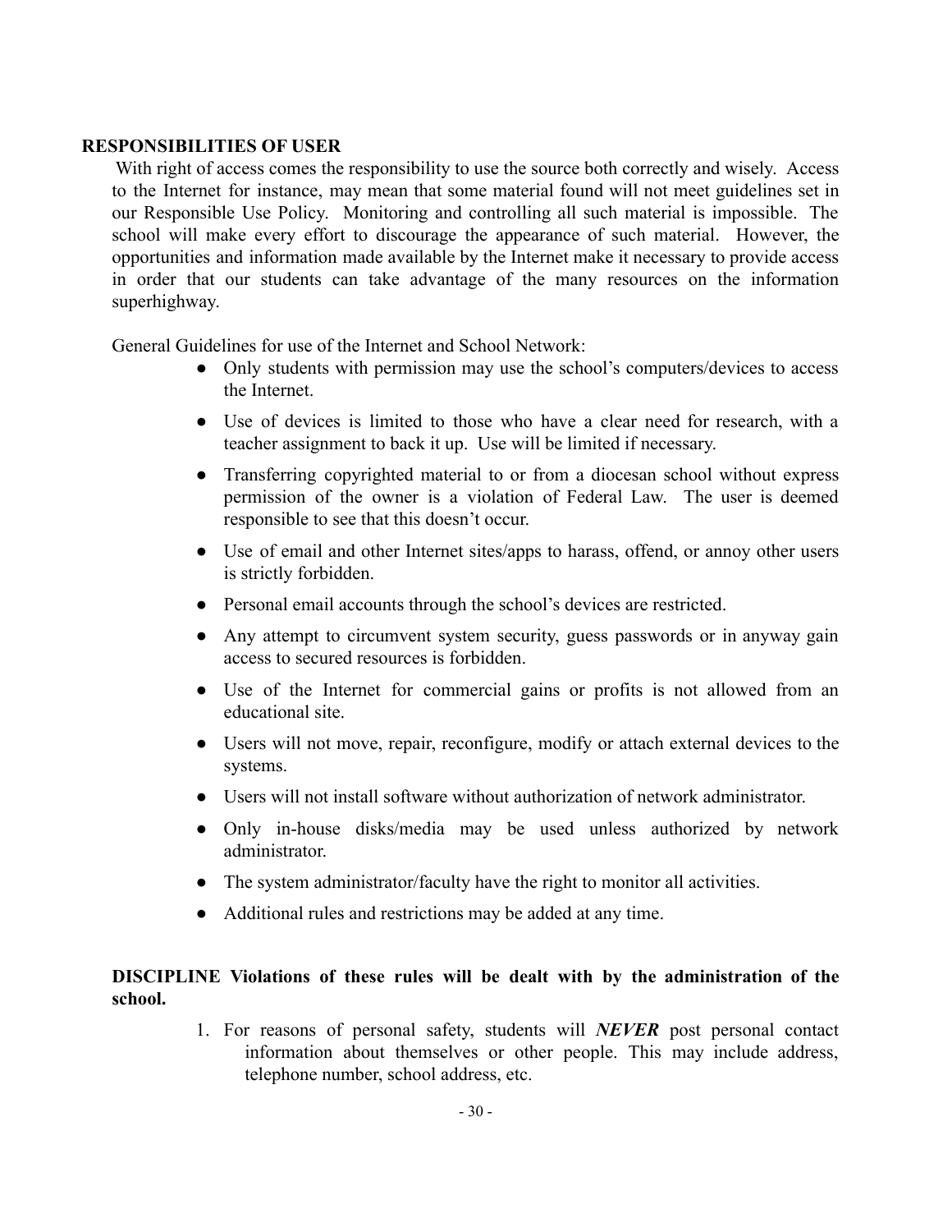## RESPONSIBILITIES OF USER

With right of access comes the responsibility to use the source both correctly and wisely. Access to the Internet for instance, may mean that some material found will not meet guidelines set in our Responsible Use Policy. Monitoring and controlling all such material is impossible. The school will make every effort to discourage the appearance of such material. However, the opportunities and information made available by the Internet make it necessary to provide access in order that our students can take advantage of the many resources on the information superhighway.

General Guidelines for use of the Internet and School Network:

- Only students with permission may use the school's computers/devices to access the Internet.
- Use of devices is limited to those who have a clear need for research, with a teacher assignment to back it up. Use will be limited if necessary.
- Transferring copyrighted material to or from a diocesan school without express permission of the owner is a violation of Federal Law. The user is deemed responsible to see that this doesn't occur.
- Use of email and other Internet sites/apps to harass, offend, or annoy other users is strictly forbidden.
- Personal email accounts through the school's devices are restricted.
- Any attempt to circumvent system security, guess passwords or in anyway gain access to secured resources is forbidden.
- Use of the Internet for commercial gains or profits is not allowed from an educational site.
- Users will not move, repair, reconfigure, modify or attach external devices to the systems.
- Users will not install software without authorization of network administrator.
- Only in-house disks/media may be used unless authorized by network administrator.
- The system administrator/faculty have the right to monitor all activities.
- Additional rules and restrictions may be added at any time.

**DISCIPLINE Violations of these rules will be dealt with by the administration of the school.**

1. For reasons of personal safety, students will ***NEVER*** post personal contact information about themselves or other people. This may include address, telephone number, school address, etc.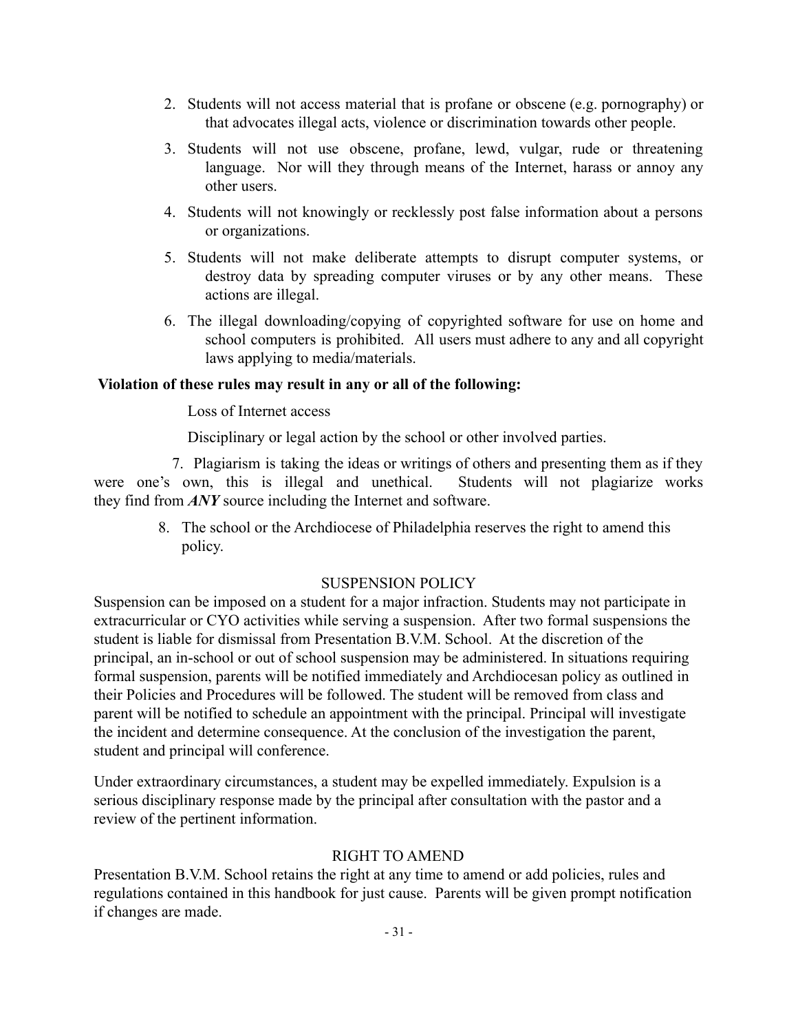2. Students will not access material that is profane or obscene (e.g. pornography) or that advocates illegal acts, violence or discrimination towards other people.
3. Students will not use obscene, profane, lewd, vulgar, rude or threatening language. Nor will they through means of the Internet, harass or annoy any other users.
4. Students will not knowingly or recklessly post false information about a persons or organizations.
5. Students will not make deliberate attempts to disrupt computer systems, or destroy data by spreading computer viruses or by any other means. These actions are illegal.
6. The illegal downloading/copying of copyrighted software for use on home and school computers is prohibited. All users must adhere to any and all copyright laws applying to media/materials.

**Violation of these rules may result in any or all of the following:**

Loss of Internet access

Disciplinary or legal action by the school or other involved parties.

7. Plagiarism is taking the ideas or writings of others and presenting them as if they were one's own, this is illegal and unethical. Students will not plagiarize works they find from ***ANY*** source including the Internet and software.

8. The school or the Archdiocese of Philadelphia reserves the right to amend this policy.

## SUSPENSION POLICY

Suspension can be imposed on a student for a major infraction. Students may not participate in extracurricular or CYO activities while serving a suspension. After two formal suspensions the student is liable for dismissal from Presentation B.V.M. School. At the discretion of the principal, an in-school or out of school suspension may be administered. In situations requiring formal suspension, parents will be notified immediately and Archdiocesan policy as outlined in their Policies and Procedures will be followed. The student will be removed from class and parent will be notified to schedule an appointment with the principal. Principal will investigate the incident and determine consequence. At the conclusion of the investigation the parent, student and principal will conference.

Under extraordinary circumstances, a student may be expelled immediately. Expulsion is a serious disciplinary response made by the principal after consultation with the pastor and a review of the pertinent information.

## RIGHT TO AMEND

Presentation B.V.M. School retains the right at any time to amend or add policies, rules and regulations contained in this handbook for just cause. Parents will be given prompt notification if changes are made.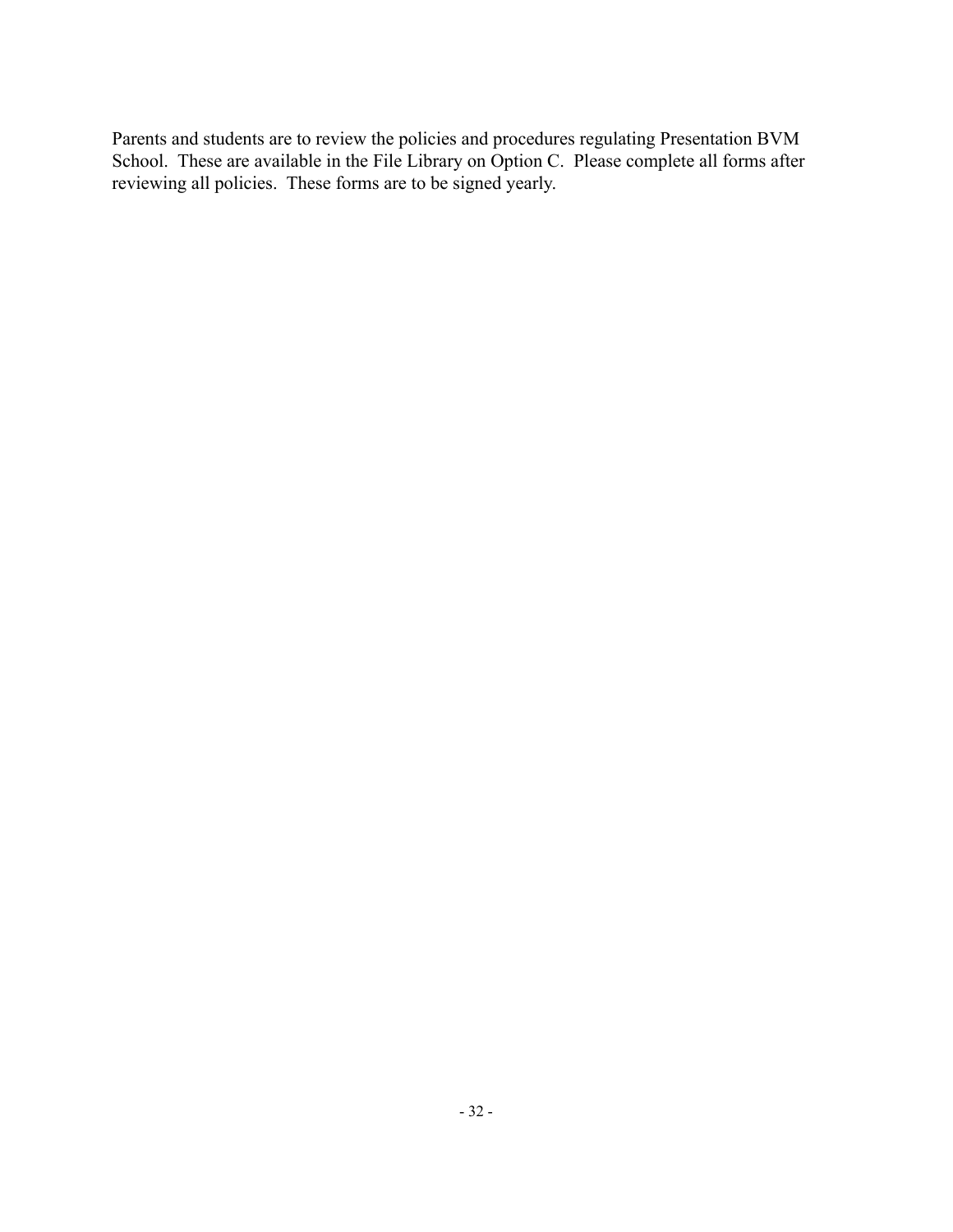Parents and students are to review the policies and procedures regulating Presentation BVM School. These are available in the File Library on Option C. Please complete all forms after reviewing all policies. These forms are to be signed yearly.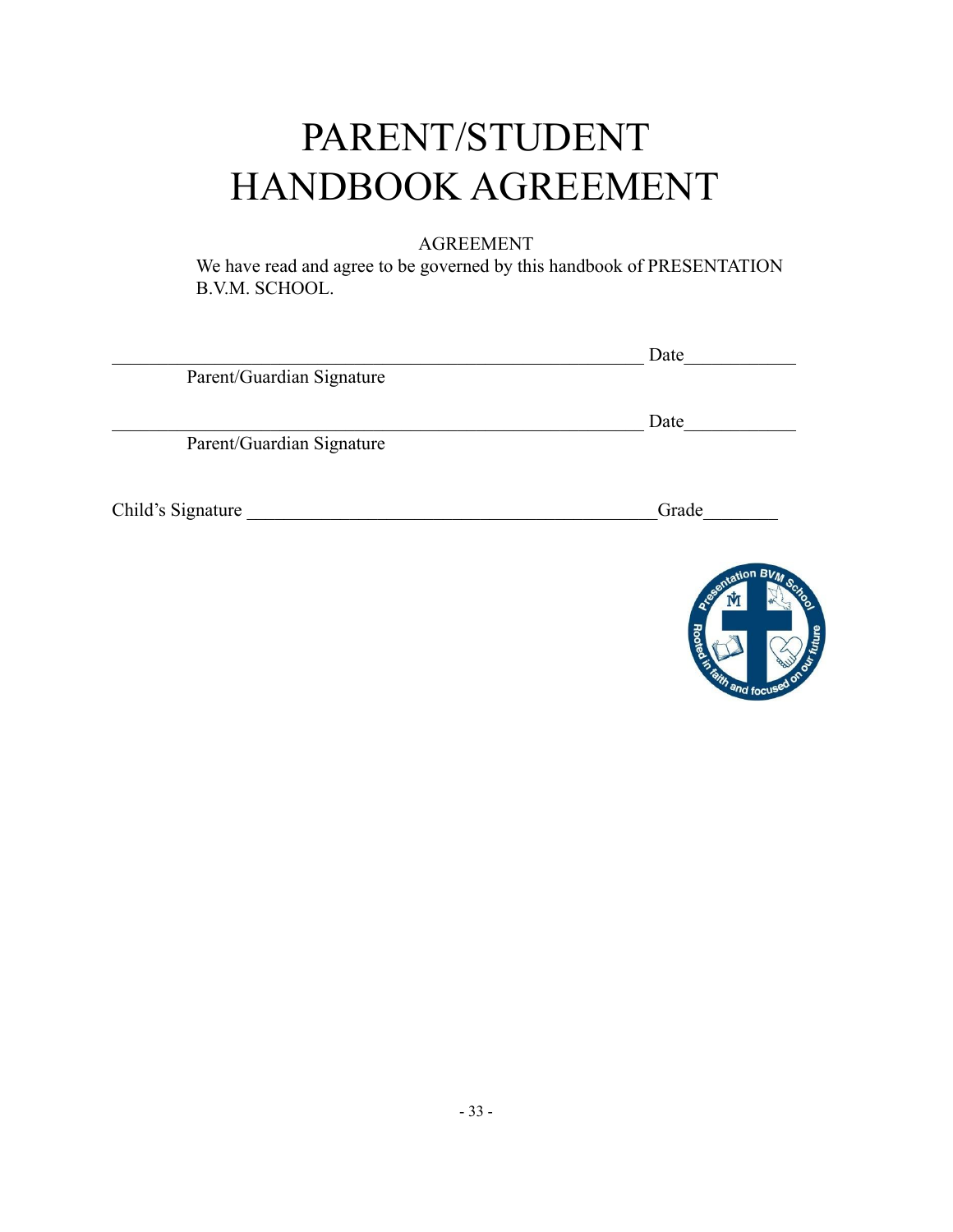# PARENT/STUDENT HANDBOOK AGREEMENT

AGREEMENT

We have read and agree to be governed by this handbook of PRESENTATION B.V.M. SCHOOL.

_____________________________________________________ Date____________

Parent/Guardian Signature

_____________________________________________________ Date____________

Parent/Guardian Signature

Child's Signature ____________________________________________ Grade________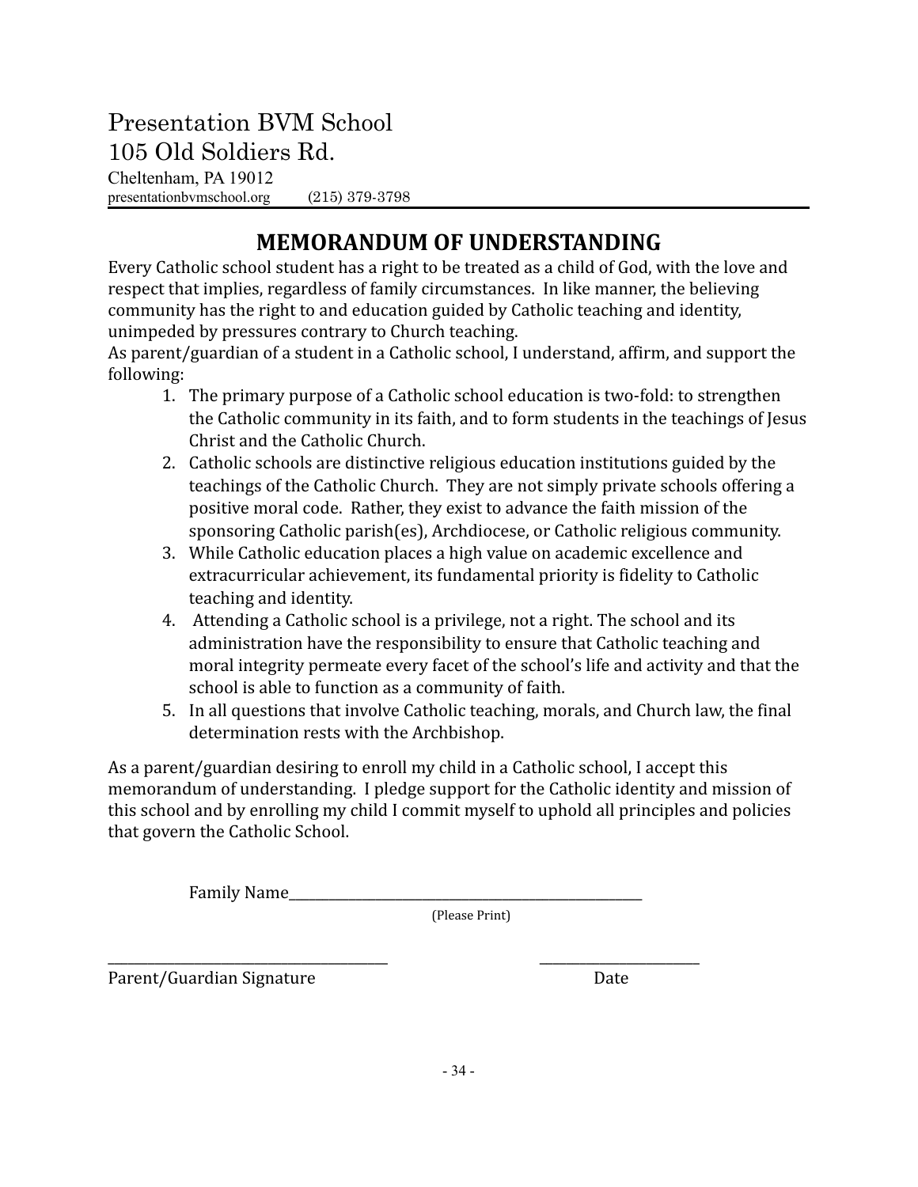Presentation BVM School
105 Old Soldiers Rd.
Cheltenham, PA 19012
presentationbvmschool.org (215) 379-3798

## MEMORANDUM OF UNDERSTANDING

Every Catholic school student has a right to be treated as a child of God, with the love and respect that implies, regardless of family circumstances. In like manner, the believing community has the right to and education guided by Catholic teaching and identity, unimpeded by pressures contrary to Church teaching.

As parent/guardian of a student in a Catholic school, I understand, affirm, and support the following:

1. The primary purpose of a Catholic school education is two-fold: to strengthen the Catholic community in its faith, and to form students in the teachings of Jesus Christ and the Catholic Church.
2. Catholic schools are distinctive religious education institutions guided by the teachings of the Catholic Church. They are not simply private schools offering a positive moral code. Rather, they exist to advance the faith mission of the sponsoring Catholic parish(es), Archdiocese, or Catholic religious community.
3. While Catholic education places a high value on academic excellence and extracurricular achievement, its fundamental priority is fidelity to Catholic teaching and identity.
4. Attending a Catholic school is a privilege, not a right. The school and its administration have the responsibility to ensure that Catholic teaching and moral integrity permeate every facet of the school's life and activity and that the school is able to function as a community of faith.
5. In all questions that involve Catholic teaching, morals, and Church law, the final determination rests with the Archbishop.

As a parent/guardian desiring to enroll my child in a Catholic school, I accept this memorandum of understanding. I pledge support for the Catholic identity and mission of this school and by enrolling my child I commit myself to uphold all principles and policies that govern the Catholic School.

Family Name_______________________________________________
(Please Print)

_____________________________________ _____________________
Parent/Guardian Signature Date